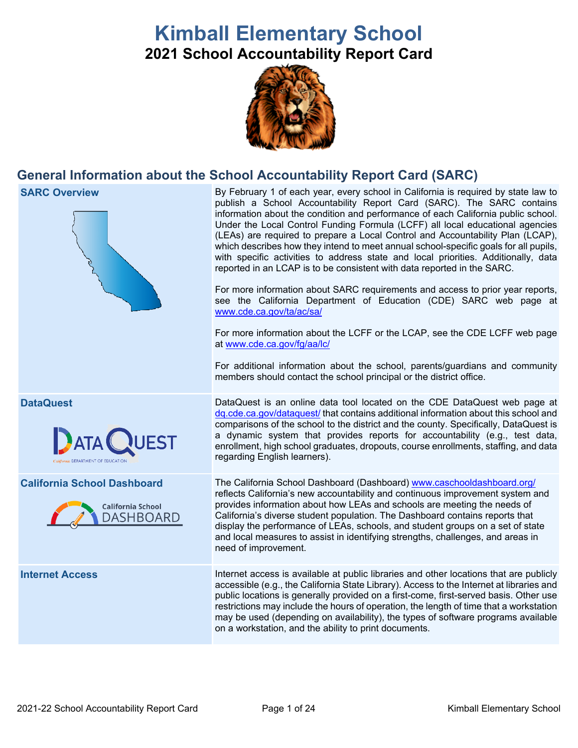# Kimball Elementary School

## 2021 School Accountability Report Card

## General Information about the School Accountability Report Card (SARC)

| | |
|---|---|
| **SARC Overview** | By February 1 of each year, every school in California is required by state law to publish a School Accountability Report Card (SARC). The SARC contains information about the condition and performance of each California public school. Under the Local Control Funding Formula (LCFF) all local educational agencies (LEAs) are required to prepare a Local Control and Accountability Plan (LCAP), which describes how they intend to meet annual school-specific goals for all pupils, with specific activities to address state and local priorities. Additionally, data reported in an LCAP is to be consistent with data reported in the SARC.<br><br>For more information about SARC requirements and access to prior year reports, see the California Department of Education (CDE) SARC web page at www.cde.ca.gov/ta/ac/sa/<br><br>For more information about the LCFF or the LCAP, see the CDE LCFF web page at www.cde.ca.gov/fg/aa/lc/<br><br>For additional information about the school, parents/guardians and community members should contact the school principal or the district office. |
| **DataQuest** | DataQuest is an online data tool located on the CDE DataQuest web page at dq.cde.ca.gov/dataquest/ that contains additional information about this school and comparisons of the school to the district and the county. Specifically, DataQuest is a dynamic system that provides reports for accountability (e.g., test data, enrollment, high school graduates, dropouts, course enrollments, staffing, and data regarding English learners). |
| **California School Dashboard** | The California School Dashboard (Dashboard) www.caschooldashboard.org/ reflects California's new accountability and continuous improvement system and provides information about how LEAs and schools are meeting the needs of California's diverse student population. The Dashboard contains reports that display the performance of LEAs, schools, and student groups on a set of state and local measures to assist in identifying strengths, challenges, and areas in need of improvement. |
| **Internet Access** | Internet access is available at public libraries and other locations that are publicly accessible (e.g., the California State Library). Access to the Internet at libraries and public locations is generally provided on a first-come, first-served basis. Other use restrictions may include the hours of operation, the length of time that a workstation may be used (depending on availability), the types of software programs available on a workstation, and the ability to print documents. |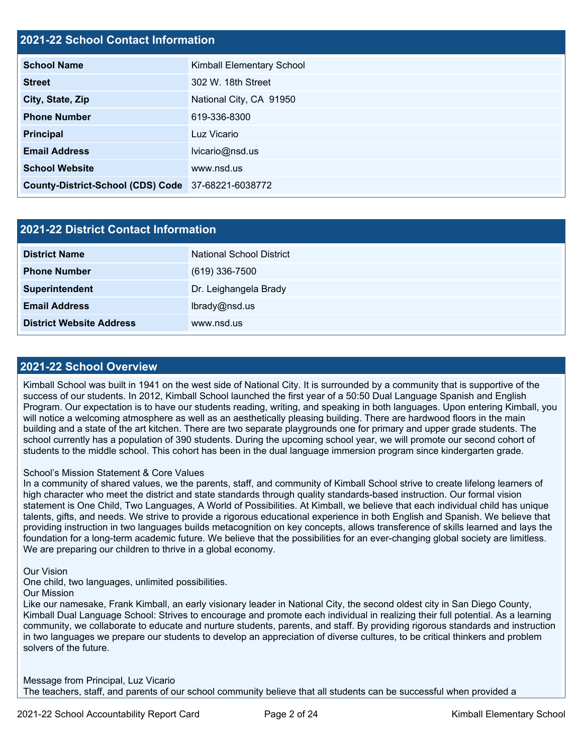## 2021-22 School Contact Information

| | |
|---|---|
| **School Name** | Kimball Elementary School |
| **Street** | 302 W. 18th Street |
| **City, State, Zip** | National City, CA 91950 |
| **Phone Number** | 619-336-8300 |
| **Principal** | Luz Vicario |
| **Email Address** | lvicario@nsd.us |
| **School Website** | www.nsd.us |
| **County-District-School (CDS) Code** | 37-68221-6038772 |

## 2021-22 District Contact Information

| | |
|---|---|
| **District Name** | National School District |
| **Phone Number** | (619) 336-7500 |
| **Superintendent** | Dr. Leighangela Brady |
| **Email Address** | lbrady@nsd.us |
| **District Website Address** | www.nsd.us |

## 2021-22 School Overview

Kimball School was built in 1941 on the west side of National City. It is surrounded by a community that is supportive of the success of our students. In 2012, Kimball School launched the first year of a 50:50 Dual Language Spanish and English Program. Our expectation is to have our students reading, writing, and speaking in both languages. Upon entering Kimball, you will notice a welcoming atmosphere as well as an aesthetically pleasing building. There are hardwood floors in the main building and a state of the art kitchen. There are two separate playgrounds one for primary and upper grade students. The school currently has a population of 390 students. During the upcoming school year, we will promote our second cohort of students to the middle school. This cohort has been in the dual language immersion program since kindergarten grade.

School's Mission Statement & Core Values
In a community of shared values, we the parents, staff, and community of Kimball School strive to create lifelong learners of high character who meet the district and state standards through quality standards-based instruction. Our formal vision statement is One Child, Two Languages, A World of Possibilities. At Kimball, we believe that each individual child has unique talents, gifts, and needs. We strive to provide a rigorous educational experience in both English and Spanish. We believe that providing instruction in two languages builds metacognition on key concepts, allows transference of skills learned and lays the foundation for a long-term academic future. We believe that the possibilities for an ever-changing global society are limitless. We are preparing our children to thrive in a global economy.

Our Vision
One child, two languages, unlimited possibilities.
Our Mission
Like our namesake, Frank Kimball, an early visionary leader in National City, the second oldest city in San Diego County, Kimball Dual Language School: Strives to encourage and promote each individual in realizing their full potential. As a learning community, we collaborate to educate and nurture students, parents, and staff. By providing rigorous standards and instruction in two languages we prepare our students to develop an appreciation of diverse cultures, to be critical thinkers and problem solvers of the future.

Message from Principal, Luz Vicario
The teachers, staff, and parents of our school community believe that all students can be successful when provided a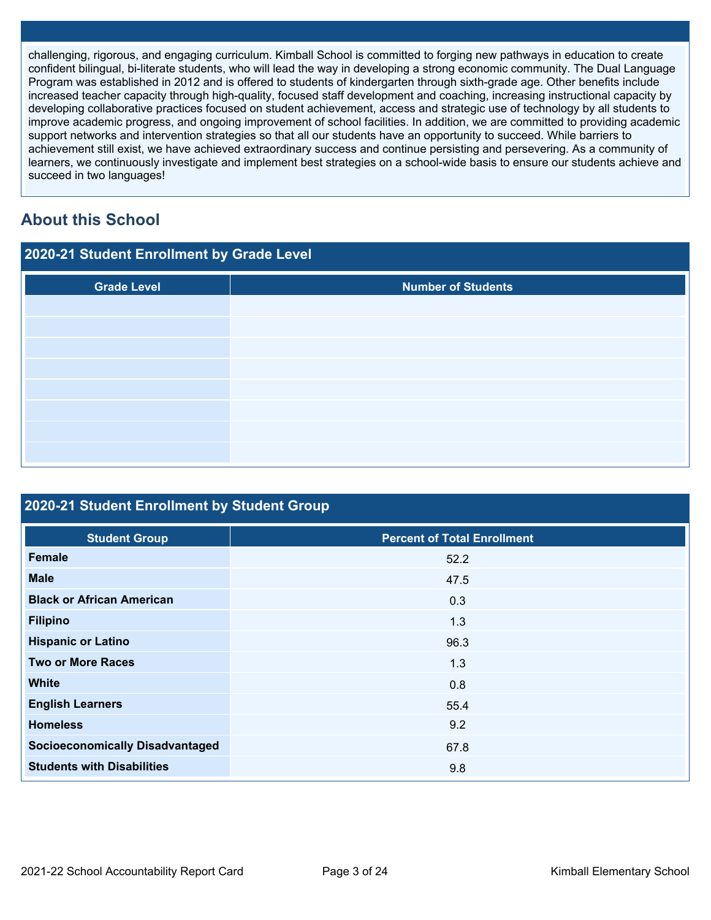challenging, rigorous, and engaging curriculum. Kimball School is committed to forging new pathways in education to create confident bilingual, bi-literate students, who will lead the way in developing a strong economic community. The Dual Language Program was established in 2012 and is offered to students of kindergarten through sixth-grade age. Other benefits include increased teacher capacity through high-quality, focused staff development and coaching, increasing instructional capacity by developing collaborative practices focused on student achievement, access and strategic use of technology by all students to improve academic progress, and ongoing improvement of school facilities. In addition, we are committed to providing academic support networks and intervention strategies so that all our students have an opportunity to succeed. While barriers to achievement still exist, we have achieved extraordinary success and continue persisting and persevering. As a community of learners, we continuously investigate and implement best strategies on a school-wide basis to ensure our students achieve and succeed in two languages!

## About this School

### 2020-21 Student Enrollment by Grade Level

| Grade Level | Number of Students |
|---|---|
| | |
| | |
| | |
| | |
| | |
| | |
| | |
| | |

### 2020-21 Student Enrollment by Student Group

| Student Group | Percent of Total Enrollment |
|---|---|
| **Female** | 52.2 |
| **Male** | 47.5 |
| **Black or African American** | 0.3 |
| **Filipino** | 1.3 |
| **Hispanic or Latino** | 96.3 |
| **Two or More Races** | 1.3 |
| **White** | 0.8 |
| **English Learners** | 55.4 |
| **Homeless** | 9.2 |
| **Socioeconomically Disadvantaged** | 67.8 |
| **Students with Disabilities** | 9.8 |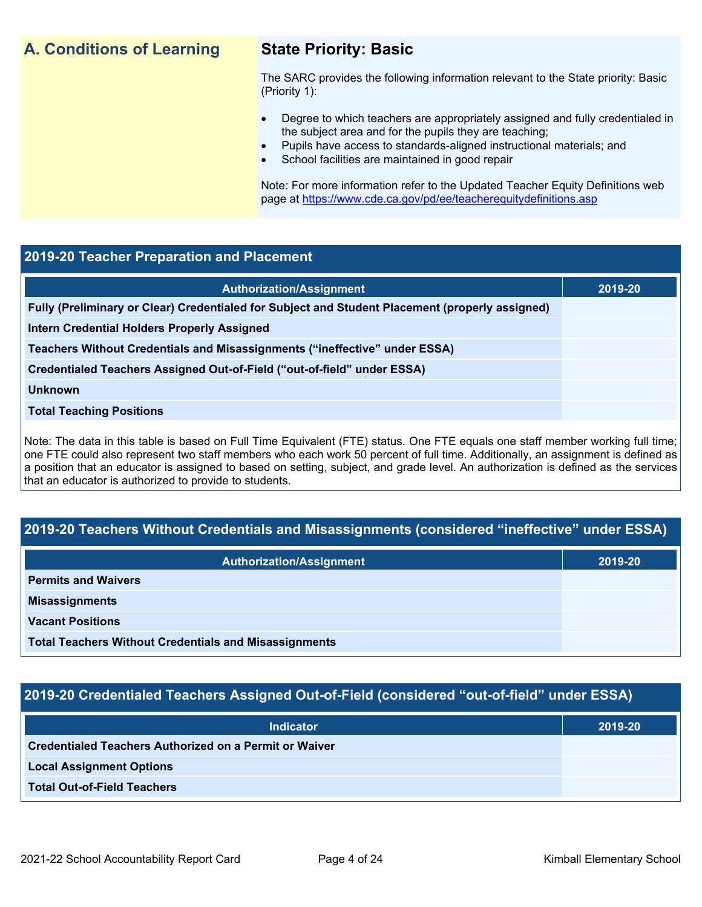## A. Conditions of Learning

### State Priority: Basic

The SARC provides the following information relevant to the State priority: Basic (Priority 1):

- Degree to which teachers are appropriately assigned and fully credentialed in the subject area and for the pupils they are teaching;
- Pupils have access to standards-aligned instructional materials; and
- School facilities are maintained in good repair

Note: For more information refer to the Updated Teacher Equity Definitions web page at https://www.cde.ca.gov/pd/ee/teacherequitydefinitions.asp

### 2019-20 Teacher Preparation and Placement

| Authorization/Assignment | 2019-20 |
|---|---|
| Fully (Preliminary or Clear) Credentialed for Subject and Student Placement (properly assigned) | |
| Intern Credential Holders Properly Assigned | |
| Teachers Without Credentials and Misassignments (“ineffective” under ESSA) | |
| Credentialed Teachers Assigned Out-of-Field (“out-of-field” under ESSA) | |
| Unknown | |
| Total Teaching Positions | |

Note: The data in this table is based on Full Time Equivalent (FTE) status. One FTE equals one staff member working full time; one FTE could also represent two staff members who each work 50 percent of full time. Additionally, an assignment is defined as a position that an educator is assigned to based on setting, subject, and grade level. An authorization is defined as the services that an educator is authorized to provide to students.

### 2019-20 Teachers Without Credentials and Misassignments (considered “ineffective” under ESSA)

| Authorization/Assignment | 2019-20 |
|---|---|
| Permits and Waivers | |
| Misassignments | |
| Vacant Positions | |
| Total Teachers Without Credentials and Misassignments | |

### 2019-20 Credentialed Teachers Assigned Out-of-Field (considered “out-of-field” under ESSA)

| Indicator | 2019-20 |
|---|---|
| Credentialed Teachers Authorized on a Permit or Waiver | |
| Local Assignment Options | |
| Total Out-of-Field Teachers | |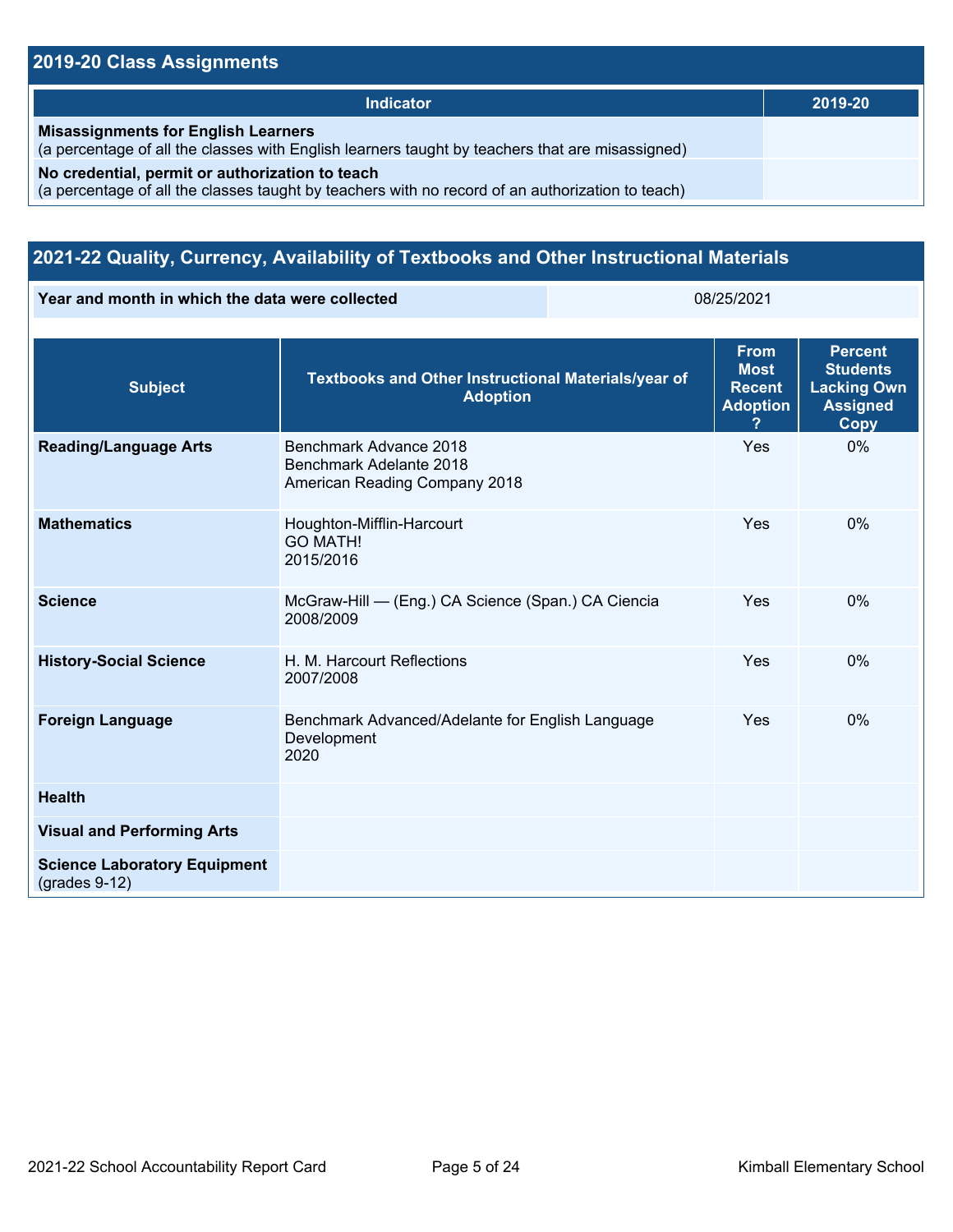## 2019-20 Class Assignments

| Indicator | 2019-20 |
| --- | --- |
| **Misassignments for English Learners**<br>(a percentage of all the classes with English learners taught by teachers that are misassigned) | |
| **No credential, permit or authorization to teach**<br>(a percentage of all the classes taught by teachers with no record of an authorization to teach) | |

## 2021-22 Quality, Currency, Availability of Textbooks and Other Instructional Materials

| Year and month in which the data were collected | 08/25/2021 |
| --- | --- |

| Subject | Textbooks and Other Instructional Materials/year of Adoption | From Most Recent Adoption ? | Percent Students Lacking Own Assigned Copy |
| --- | --- | --- | --- |
| **Reading/Language Arts** | Benchmark Advance 2018<br>Benchmark Adelante 2018<br>American Reading Company 2018 | Yes | 0% |
| **Mathematics** | Houghton-Mifflin-Harcourt<br>GO MATH!<br>2015/2016 | Yes | 0% |
| **Science** | McGraw-Hill — (Eng.) CA Science (Span.) CA Ciencia<br>2008/2009 | Yes | 0% |
| **History-Social Science** | H. M. Harcourt Reflections<br>2007/2008 | Yes | 0% |
| **Foreign Language** | Benchmark Advanced/Adelante for English Language Development<br>2020 | Yes | 0% |
| **Health** | | | |
| **Visual and Performing Arts** | | | |
| **Science Laboratory Equipment** (grades 9-12) | | | |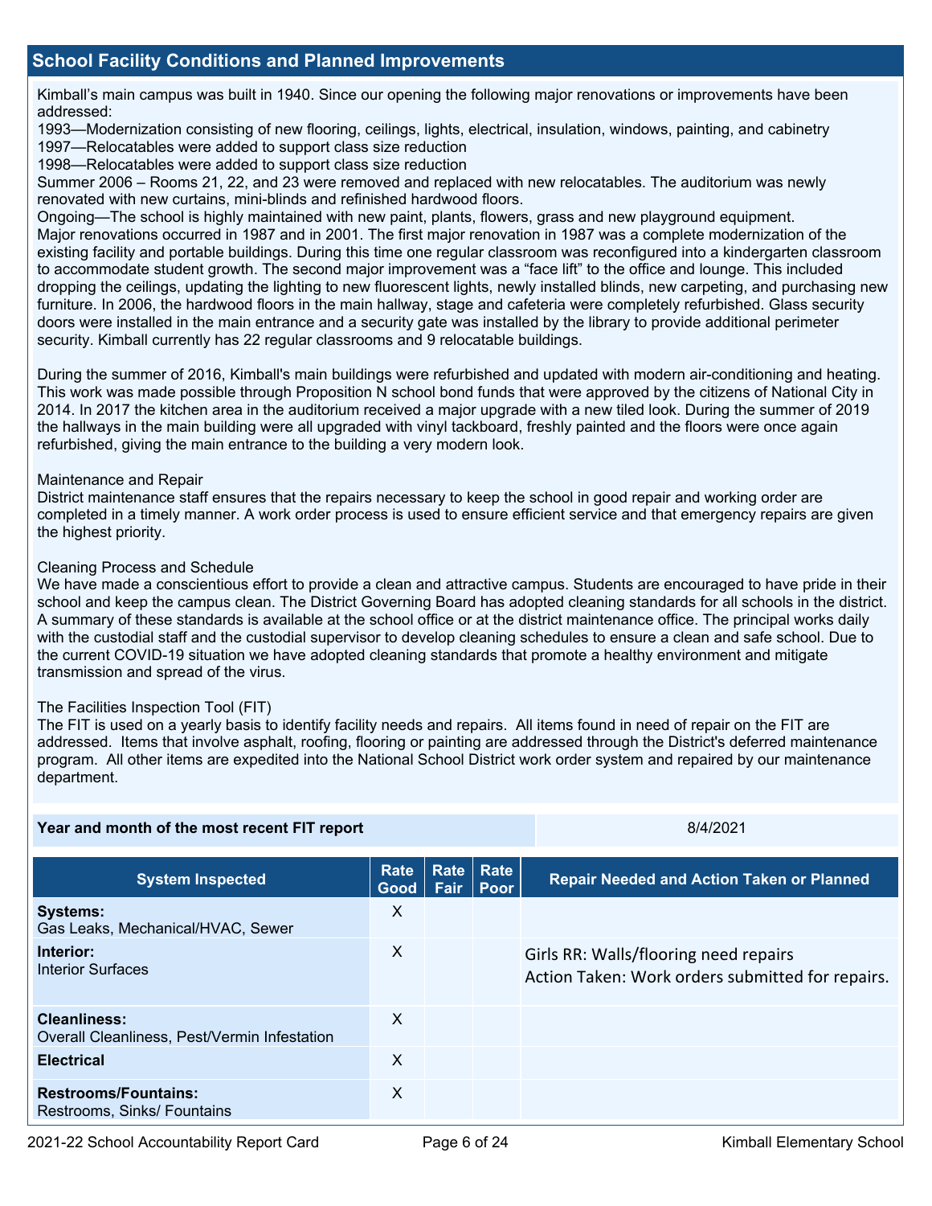## School Facility Conditions and Planned Improvements

Kimball's main campus was built in 1940. Since our opening the following major renovations or improvements have been addressed:
1993—Modernization consisting of new flooring, ceilings, lights, electrical, insulation, windows, painting, and cabinetry
1997—Relocatables were added to support class size reduction
1998—Relocatables were added to support class size reduction
Summer 2006 – Rooms 21, 22, and 23 were removed and replaced with new relocatables. The auditorium was newly renovated with new curtains, mini-blinds and refinished hardwood floors.
Ongoing—The school is highly maintained with new paint, plants, flowers, grass and new playground equipment.
Major renovations occurred in 1987 and in 2001. The first major renovation in 1987 was a complete modernization of the existing facility and portable buildings. During this time one regular classroom was reconfigured into a kindergarten classroom to accommodate student growth. The second major improvement was a "face lift" to the office and lounge. This included dropping the ceilings, updating the lighting to new fluorescent lights, newly installed blinds, new carpeting, and purchasing new furniture. In 2006, the hardwood floors in the main hallway, stage and cafeteria were completely refurbished. Glass security doors were installed in the main entrance and a security gate was installed by the library to provide additional perimeter security. Kimball currently has 22 regular classrooms and 9 relocatable buildings.

During the summer of 2016, Kimball's main buildings were refurbished and updated with modern air-conditioning and heating. This work was made possible through Proposition N school bond funds that were approved by the citizens of National City in 2014. In 2017 the kitchen area in the auditorium received a major upgrade with a new tiled look. During the summer of 2019 the hallways in the main building were all upgraded with vinyl tackboard, freshly painted and the floors were once again refurbished, giving the main entrance to the building a very modern look.

Maintenance and Repair
District maintenance staff ensures that the repairs necessary to keep the school in good repair and working order are completed in a timely manner. A work order process is used to ensure efficient service and that emergency repairs are given the highest priority.

Cleaning Process and Schedule
We have made a conscientious effort to provide a clean and attractive campus. Students are encouraged to have pride in their school and keep the campus clean. The District Governing Board has adopted cleaning standards for all schools in the district. A summary of these standards is available at the school office or at the district maintenance office. The principal works daily with the custodial staff and the custodial supervisor to develop cleaning schedules to ensure a clean and safe school. Due to the current COVID-19 situation we have adopted cleaning standards that promote a healthy environment and mitigate transmission and spread of the virus.

The Facilities Inspection Tool (FIT)
The FIT is used on a yearly basis to identify facility needs and repairs. All items found in need of repair on the FIT are addressed. Items that involve asphalt, roofing, flooring or painting are addressed through the District's deferred maintenance program. All other items are expedited into the National School District work order system and repaired by our maintenance department.

| Year and month of the most recent FIT report | 8/4/2021 |
|---|---|

| System Inspected | Rate Good | Rate Fair | Rate Poor | Repair Needed and Action Taken or Planned |
|---|---|---|---|---|
| **Systems:** Gas Leaks, Mechanical/HVAC, Sewer | X | | | |
| **Interior:** Interior Surfaces | X | | | Girls RR: Walls/flooring need repairs<br>Action Taken: Work orders submitted for repairs. |
| **Cleanliness:** Overall Cleanliness, Pest/Vermin Infestation | X | | | |
| **Electrical** | X | | | |
| **Restrooms/Fountains:** Restrooms, Sinks/ Fountains | X | | | |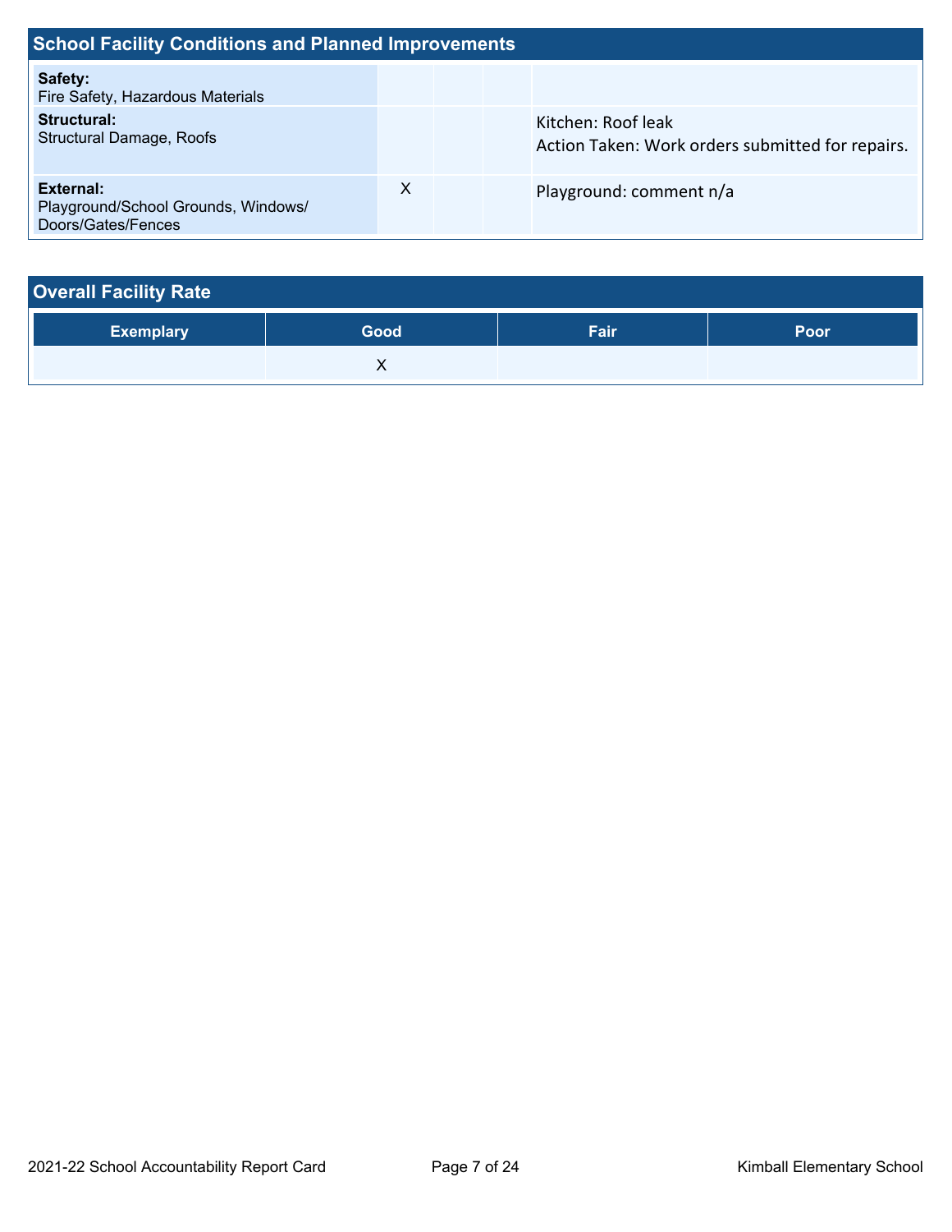## School Facility Conditions and Planned Improvements

| | | | | |
|---|---|---|---|---|
| **Safety:** Fire Safety, Hazardous Materials | | | | |
| **Structural:** Structural Damage, Roofs | | | | Kitchen: Roof leak<br>Action Taken: Work orders submitted for repairs. |
| **External:** Playground/School Grounds, Windows/ Doors/Gates/Fences | X | | | Playground: comment n/a |

## Overall Facility Rate

| Exemplary | Good | Fair | Poor |
|---|---|---|---|
| | X | | |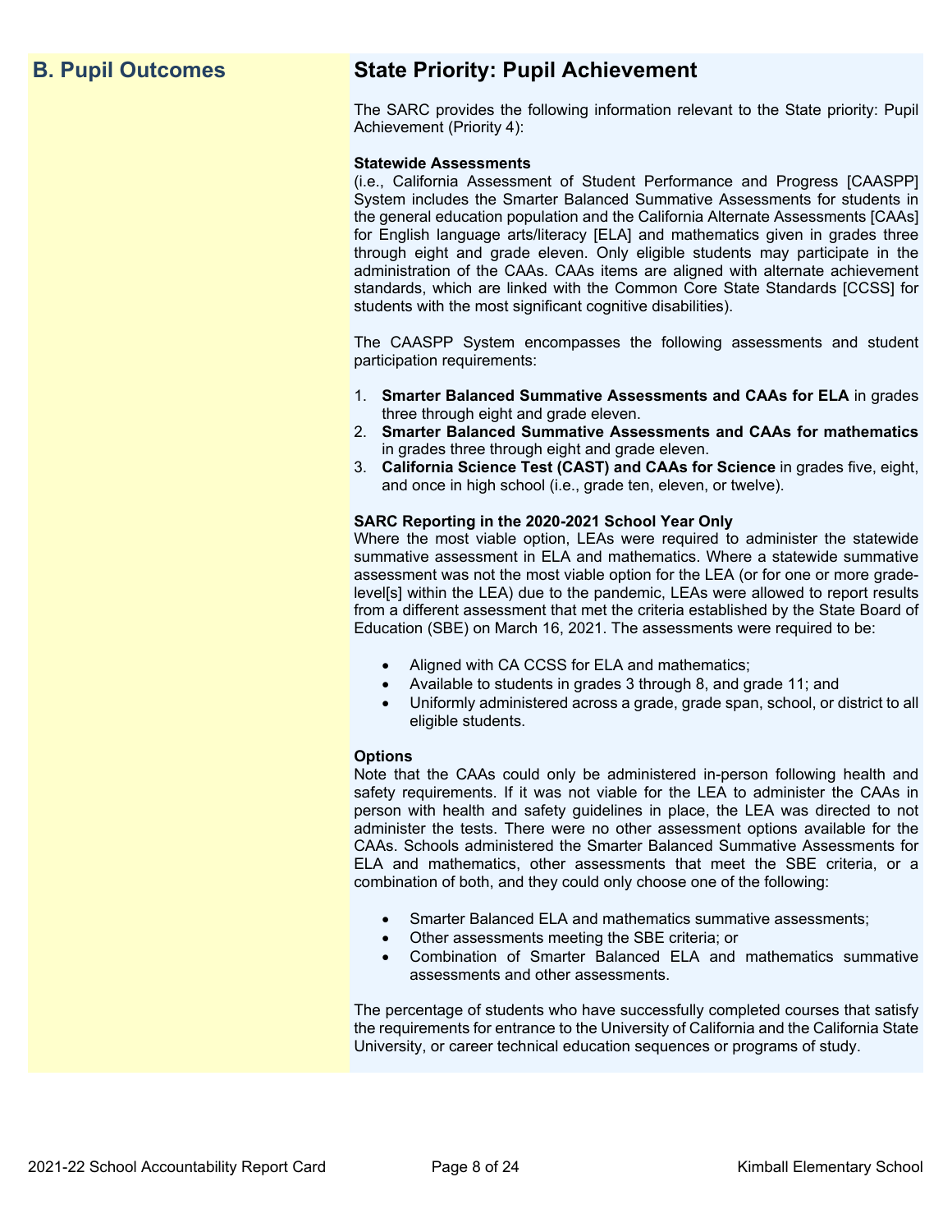## B. Pupil Outcomes

## State Priority: Pupil Achievement

The SARC provides the following information relevant to the State priority: Pupil Achievement (Priority 4):

**Statewide Assessments**
(i.e., California Assessment of Student Performance and Progress [CAASPP] System includes the Smarter Balanced Summative Assessments for students in the general education population and the California Alternate Assessments [CAAs] for English language arts/literacy [ELA] and mathematics given in grades three through eight and grade eleven. Only eligible students may participate in the administration of the CAAs. CAAs items are aligned with alternate achievement standards, which are linked with the Common Core State Standards [CCSS] for students with the most significant cognitive disabilities).

The CAASPP System encompasses the following assessments and student participation requirements:

1. **Smarter Balanced Summative Assessments and CAAs for ELA** in grades three through eight and grade eleven.
2. **Smarter Balanced Summative Assessments and CAAs for mathematics** in grades three through eight and grade eleven.
3. **California Science Test (CAST) and CAAs for Science** in grades five, eight, and once in high school (i.e., grade ten, eleven, or twelve).

**SARC Reporting in the 2020-2021 School Year Only**
Where the most viable option, LEAs were required to administer the statewide summative assessment in ELA and mathematics. Where a statewide summative assessment was not the most viable option for the LEA (or for one or more grade-level[s] within the LEA) due to the pandemic, LEAs were allowed to report results from a different assessment that met the criteria established by the State Board of Education (SBE) on March 16, 2021. The assessments were required to be:

- Aligned with CA CCSS for ELA and mathematics;
- Available to students in grades 3 through 8, and grade 11; and
- Uniformly administered across a grade, grade span, school, or district to all eligible students.

**Options**
Note that the CAAs could only be administered in-person following health and safety requirements. If it was not viable for the LEA to administer the CAAs in person with health and safety guidelines in place, the LEA was directed to not administer the tests. There were no other assessment options available for the CAAs. Schools administered the Smarter Balanced Summative Assessments for ELA and mathematics, other assessments that meet the SBE criteria, or a combination of both, and they could only choose one of the following:

- Smarter Balanced ELA and mathematics summative assessments;
- Other assessments meeting the SBE criteria; or
- Combination of Smarter Balanced ELA and mathematics summative assessments and other assessments.

The percentage of students who have successfully completed courses that satisfy the requirements for entrance to the University of California and the California State University, or career technical education sequences or programs of study.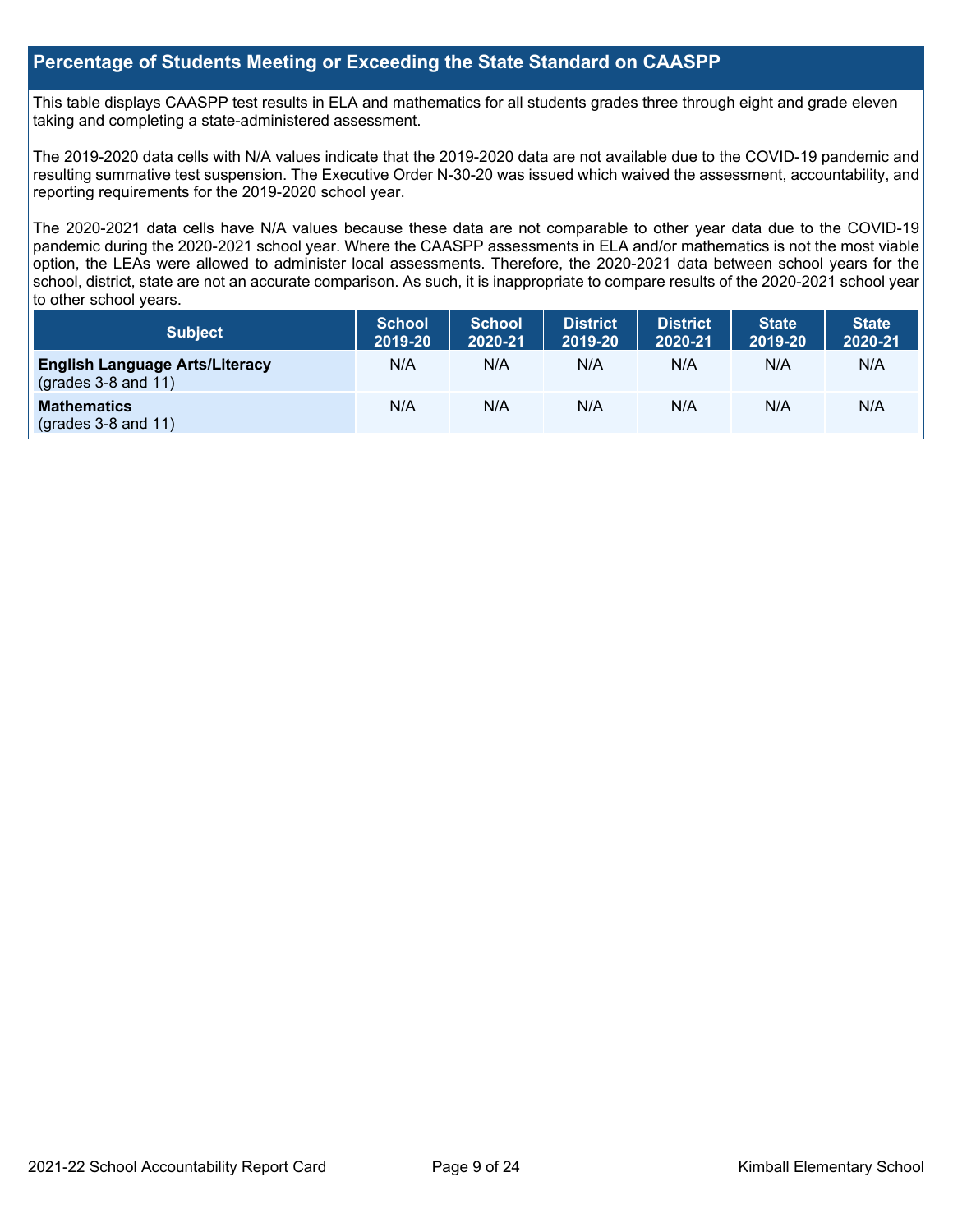## Percentage of Students Meeting or Exceeding the State Standard on CAASPP

This table displays CAASPP test results in ELA and mathematics for all students grades three through eight and grade eleven taking and completing a state-administered assessment.

The 2019-2020 data cells with N/A values indicate that the 2019-2020 data are not available due to the COVID-19 pandemic and resulting summative test suspension. The Executive Order N-30-20 was issued which waived the assessment, accountability, and reporting requirements for the 2019-2020 school year.

The 2020-2021 data cells have N/A values because these data are not comparable to other year data due to the COVID-19 pandemic during the 2020-2021 school year. Where the CAASPP assessments in ELA and/or mathematics is not the most viable option, the LEAs were allowed to administer local assessments. Therefore, the 2020-2021 data between school years for the school, district, state are not an accurate comparison. As such, it is inappropriate to compare results of the 2020-2021 school year to other school years.

| Subject | School 2019-20 | School 2020-21 | District 2019-20 | District 2020-21 | State 2019-20 | State 2020-21 |
|---|---|---|---|---|---|---|
| **English Language Arts/Literacy** (grades 3-8 and 11) | N/A | N/A | N/A | N/A | N/A | N/A |
| **Mathematics** (grades 3-8 and 11) | N/A | N/A | N/A | N/A | N/A | N/A |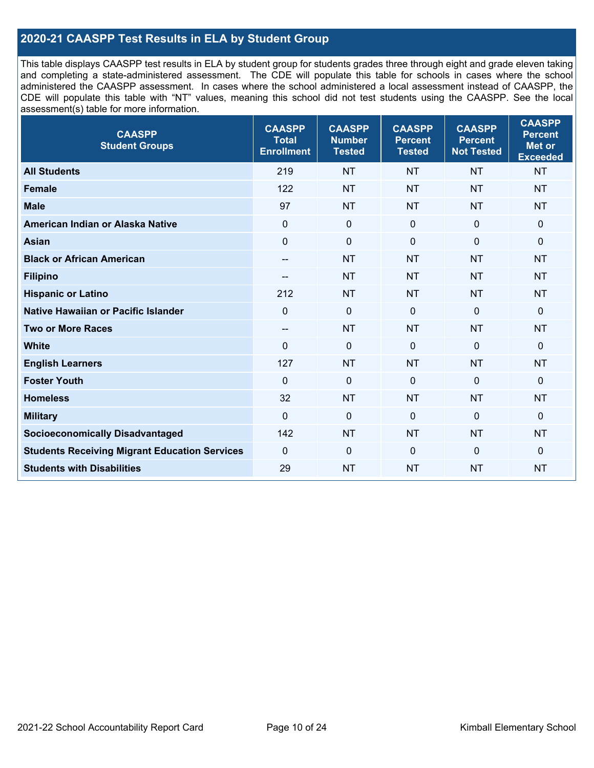## 2020-21 CAASPP Test Results in ELA by Student Group

This table displays CAASPP test results in ELA by student group for students grades three through eight and grade eleven taking and completing a state-administered assessment. The CDE will populate this table for schools in cases where the school administered the CAASPP assessment. In cases where the school administered a local assessment instead of CAASPP, the CDE will populate this table with "NT" values, meaning this school did not test students using the CAASPP. See the local assessment(s) table for more information.

| CAASPP Student Groups | CAASPP Total Enrollment | CAASPP Number Tested | CAASPP Percent Tested | CAASPP Percent Not Tested | CAASPP Percent Met or Exceeded |
|---|---|---|---|---|---|
| **All Students** | 219 | NT | NT | NT | NT |
| **Female** | 122 | NT | NT | NT | NT |
| **Male** | 97 | NT | NT | NT | NT |
| **American Indian or Alaska Native** | 0 | 0 | 0 | 0 | 0 |
| **Asian** | 0 | 0 | 0 | 0 | 0 |
| **Black or African American** | -- | NT | NT | NT | NT |
| **Filipino** | -- | NT | NT | NT | NT |
| **Hispanic or Latino** | 212 | NT | NT | NT | NT |
| **Native Hawaiian or Pacific Islander** | 0 | 0 | 0 | 0 | 0 |
| **Two or More Races** | -- | NT | NT | NT | NT |
| **White** | 0 | 0 | 0 | 0 | 0 |
| **English Learners** | 127 | NT | NT | NT | NT |
| **Foster Youth** | 0 | 0 | 0 | 0 | 0 |
| **Homeless** | 32 | NT | NT | NT | NT |
| **Military** | 0 | 0 | 0 | 0 | 0 |
| **Socioeconomically Disadvantaged** | 142 | NT | NT | NT | NT |
| **Students Receiving Migrant Education Services** | 0 | 0 | 0 | 0 | 0 |
| **Students with Disabilities** | 29 | NT | NT | NT | NT |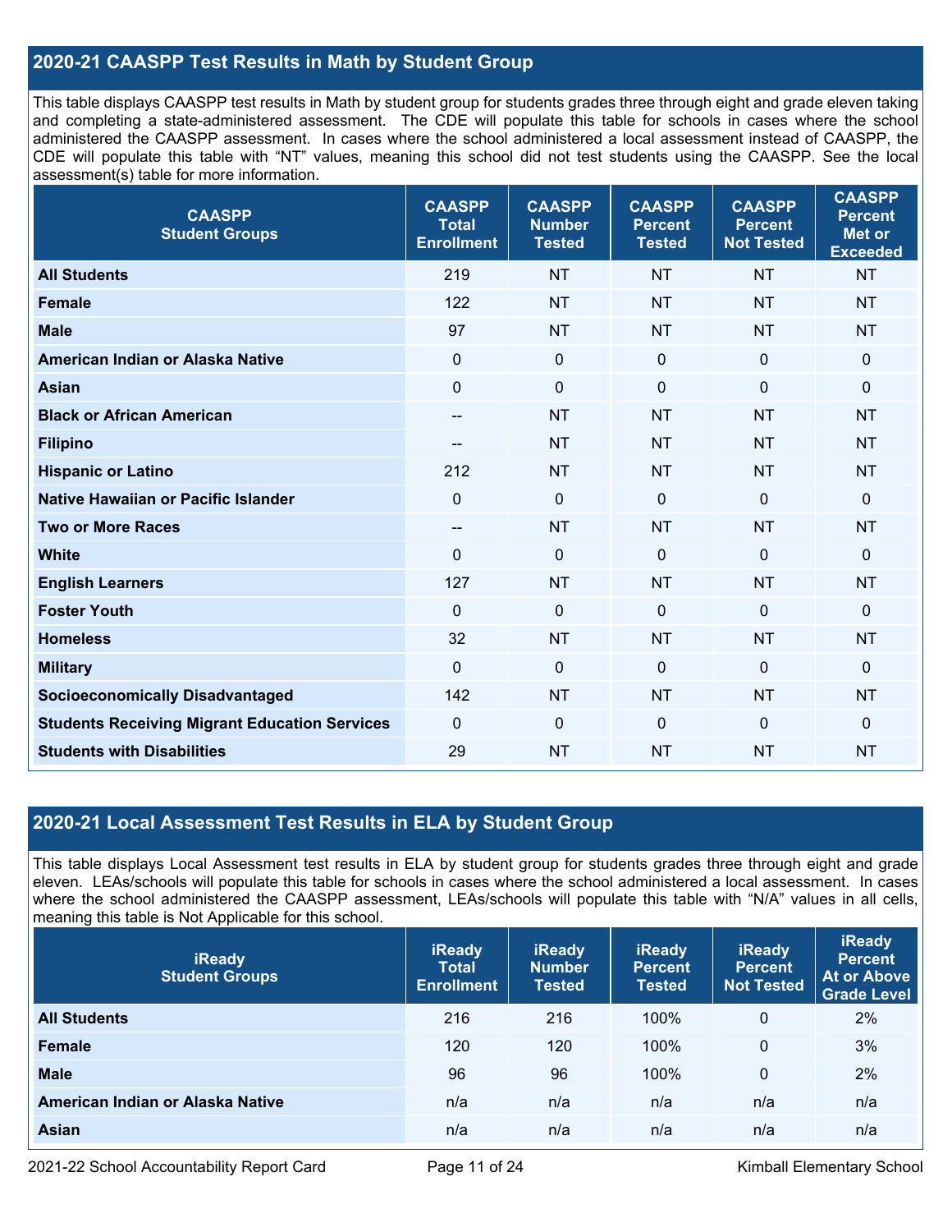## 2020-21 CAASPP Test Results in Math by Student Group

This table displays CAASPP test results in Math by student group for students grades three through eight and grade eleven taking and completing a state-administered assessment. The CDE will populate this table for schools in cases where the school administered the CAASPP assessment. In cases where the school administered a local assessment instead of CAASPP, the CDE will populate this table with "NT" values, meaning this school did not test students using the CAASPP. See the local assessment(s) table for more information.

| CAASPP Student Groups | CAASPP Total Enrollment | CAASPP Number Tested | CAASPP Percent Tested | CAASPP Percent Not Tested | CAASPP Percent Met or Exceeded |
|---|---|---|---|---|---|
| All Students | 219 | NT | NT | NT | NT |
| Female | 122 | NT | NT | NT | NT |
| Male | 97 | NT | NT | NT | NT |
| American Indian or Alaska Native | 0 | 0 | 0 | 0 | 0 |
| Asian | 0 | 0 | 0 | 0 | 0 |
| Black or African American | -- | NT | NT | NT | NT |
| Filipino | -- | NT | NT | NT | NT |
| Hispanic or Latino | 212 | NT | NT | NT | NT |
| Native Hawaiian or Pacific Islander | 0 | 0 | 0 | 0 | 0 |
| Two or More Races | -- | NT | NT | NT | NT |
| White | 0 | 0 | 0 | 0 | 0 |
| English Learners | 127 | NT | NT | NT | NT |
| Foster Youth | 0 | 0 | 0 | 0 | 0 |
| Homeless | 32 | NT | NT | NT | NT |
| Military | 0 | 0 | 0 | 0 | 0 |
| Socioeconomically Disadvantaged | 142 | NT | NT | NT | NT |
| Students Receiving Migrant Education Services | 0 | 0 | 0 | 0 | 0 |
| Students with Disabilities | 29 | NT | NT | NT | NT |

## 2020-21 Local Assessment Test Results in ELA by Student Group

This table displays Local Assessment test results in ELA by student group for students grades three through eight and grade eleven. LEAs/schools will populate this table for schools in cases where the school administered a local assessment. In cases where the school administered the CAASPP assessment, LEAs/schools will populate this table with "N/A" values in all cells, meaning this table is Not Applicable for this school.

| iReady Student Groups | iReady Total Enrollment | iReady Number Tested | iReady Percent Tested | iReady Percent Not Tested | iReady Percent At or Above Grade Level |
|---|---|---|---|---|---|
| All Students | 216 | 216 | 100% | 0 | 2% |
| Female | 120 | 120 | 100% | 0 | 3% |
| Male | 96 | 96 | 100% | 0 | 2% |
| American Indian or Alaska Native | n/a | n/a | n/a | n/a | n/a |
| Asian | n/a | n/a | n/a | n/a | n/a |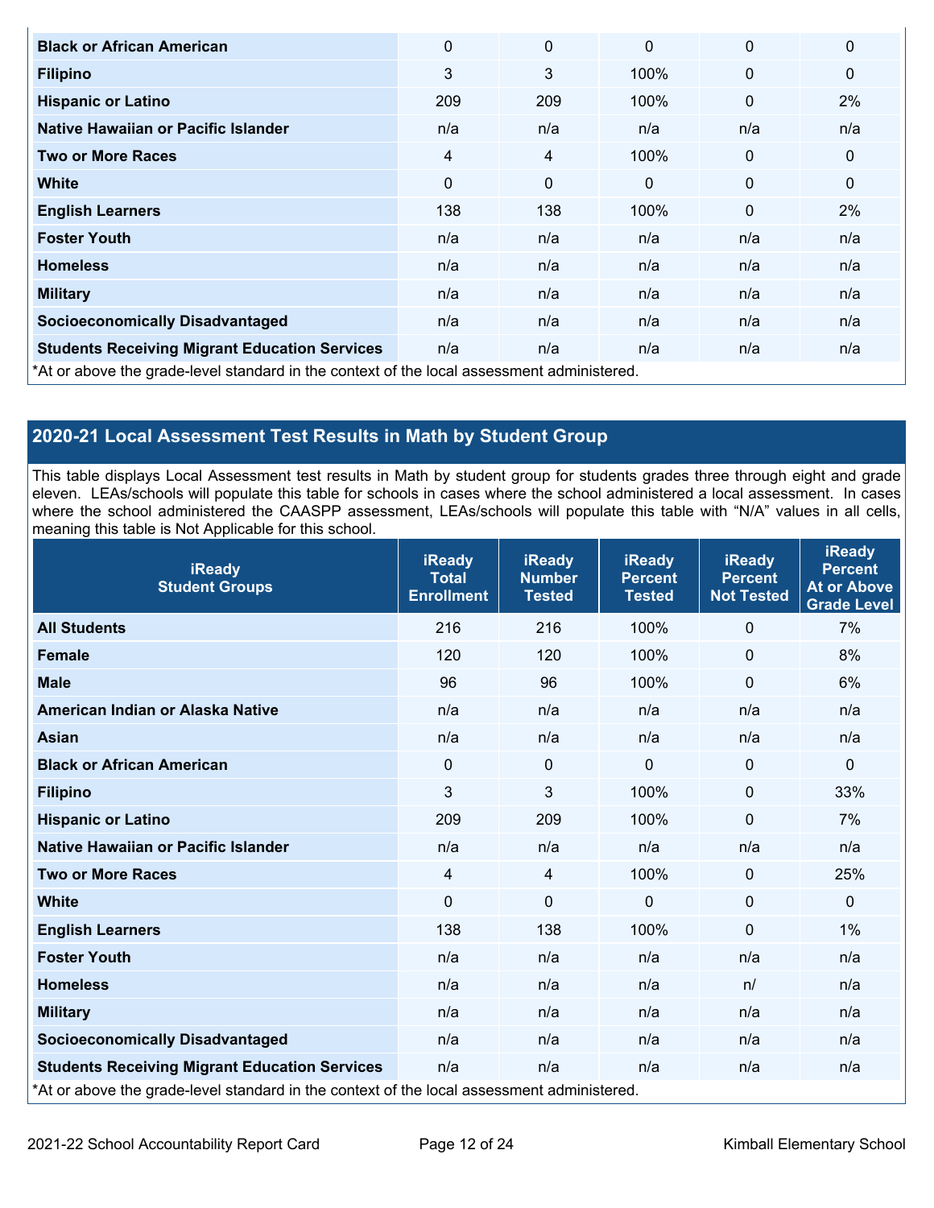| | | | | | |
|---|---|---|---|---|---|
| **Black or African American** | 0 | 0 | 0 | 0 | 0 |
| **Filipino** | 3 | 3 | 100% | 0 | 0 |
| **Hispanic or Latino** | 209 | 209 | 100% | 0 | 2% |
| **Native Hawaiian or Pacific Islander** | n/a | n/a | n/a | n/a | n/a |
| **Two or More Races** | 4 | 4 | 100% | 0 | 0 |
| **White** | 0 | 0 | 0 | 0 | 0 |
| **English Learners** | 138 | 138 | 100% | 0 | 2% |
| **Foster Youth** | n/a | n/a | n/a | n/a | n/a |
| **Homeless** | n/a | n/a | n/a | n/a | n/a |
| **Military** | n/a | n/a | n/a | n/a | n/a |
| **Socioeconomically Disadvantaged** | n/a | n/a | n/a | n/a | n/a |
| **Students Receiving Migrant Education Services** | n/a | n/a | n/a | n/a | n/a |

*At or above the grade-level standard in the context of the local assessment administered.

## 2020-21 Local Assessment Test Results in Math by Student Group

This table displays Local Assessment test results in Math by student group for students grades three through eight and grade eleven. LEAs/schools will populate this table for schools in cases where the school administered a local assessment. In cases where the school administered the CAASPP assessment, LEAs/schools will populate this table with "N/A" values in all cells, meaning this table is Not Applicable for this school.

| iReady Student Groups | iReady Total Enrollment | iReady Number Tested | iReady Percent Tested | iReady Percent Not Tested | iReady Percent At or Above Grade Level |
|---|---|---|---|---|---|
| **All Students** | 216 | 216 | 100% | 0 | 7% |
| **Female** | 120 | 120 | 100% | 0 | 8% |
| **Male** | 96 | 96 | 100% | 0 | 6% |
| **American Indian or Alaska Native** | n/a | n/a | n/a | n/a | n/a |
| **Asian** | n/a | n/a | n/a | n/a | n/a |
| **Black or African American** | 0 | 0 | 0 | 0 | 0 |
| **Filipino** | 3 | 3 | 100% | 0 | 33% |
| **Hispanic or Latino** | 209 | 209 | 100% | 0 | 7% |
| **Native Hawaiian or Pacific Islander** | n/a | n/a | n/a | n/a | n/a |
| **Two or More Races** | 4 | 4 | 100% | 0 | 25% |
| **White** | 0 | 0 | 0 | 0 | 0 |
| **English Learners** | 138 | 138 | 100% | 0 | 1% |
| **Foster Youth** | n/a | n/a | n/a | n/a | n/a |
| **Homeless** | n/a | n/a | n/a | n/ | n/a |
| **Military** | n/a | n/a | n/a | n/a | n/a |
| **Socioeconomically Disadvantaged** | n/a | n/a | n/a | n/a | n/a |
| **Students Receiving Migrant Education Services** | n/a | n/a | n/a | n/a | n/a |

*At or above the grade-level standard in the context of the local assessment administered.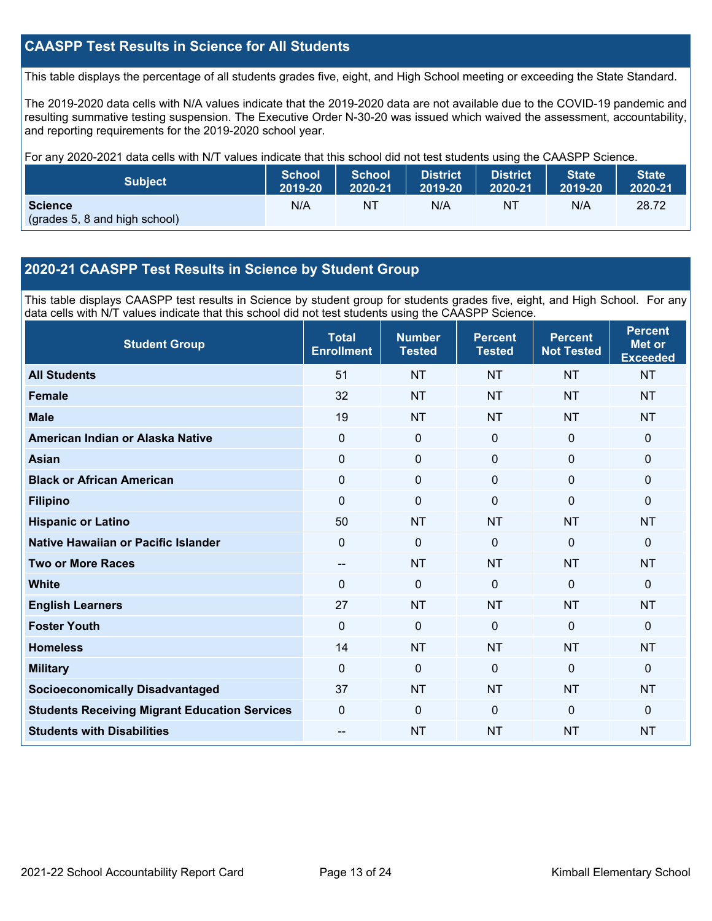## CAASPP Test Results in Science for All Students

This table displays the percentage of all students grades five, eight, and High School meeting or exceeding the State Standard.

The 2019-2020 data cells with N/A values indicate that the 2019-2020 data are not available due to the COVID-19 pandemic and resulting summative testing suspension. The Executive Order N-30-20 was issued which waived the assessment, accountability, and reporting requirements for the 2019-2020 school year.

For any 2020-2021 data cells with N/T values indicate that this school did not test students using the CAASPP Science.

| Subject | School 2019-20 | School 2020-21 | District 2019-20 | District 2020-21 | State 2019-20 | State 2020-21 |
|---|---|---|---|---|---|---|
| **Science** (grades 5, 8 and high school) | N/A | NT | N/A | NT | N/A | 28.72 |

## 2020-21 CAASPP Test Results in Science by Student Group

This table displays CAASPP test results in Science by student group for students grades five, eight, and High School. For any data cells with N/T values indicate that this school did not test students using the CAASPP Science.

| Student Group | Total Enrollment | Number Tested | Percent Tested | Percent Not Tested | Percent Met or Exceeded |
|---|---|---|---|---|---|
| **All Students** | 51 | NT | NT | NT | NT |
| **Female** | 32 | NT | NT | NT | NT |
| **Male** | 19 | NT | NT | NT | NT |
| **American Indian or Alaska Native** | 0 | 0 | 0 | 0 | 0 |
| **Asian** | 0 | 0 | 0 | 0 | 0 |
| **Black or African American** | 0 | 0 | 0 | 0 | 0 |
| **Filipino** | 0 | 0 | 0 | 0 | 0 |
| **Hispanic or Latino** | 50 | NT | NT | NT | NT |
| **Native Hawaiian or Pacific Islander** | 0 | 0 | 0 | 0 | 0 |
| **Two or More Races** | -- | NT | NT | NT | NT |
| **White** | 0 | 0 | 0 | 0 | 0 |
| **English Learners** | 27 | NT | NT | NT | NT |
| **Foster Youth** | 0 | 0 | 0 | 0 | 0 |
| **Homeless** | 14 | NT | NT | NT | NT |
| **Military** | 0 | 0 | 0 | 0 | 0 |
| **Socioeconomically Disadvantaged** | 37 | NT | NT | NT | NT |
| **Students Receiving Migrant Education Services** | 0 | 0 | 0 | 0 | 0 |
| **Students with Disabilities** | -- | NT | NT | NT | NT |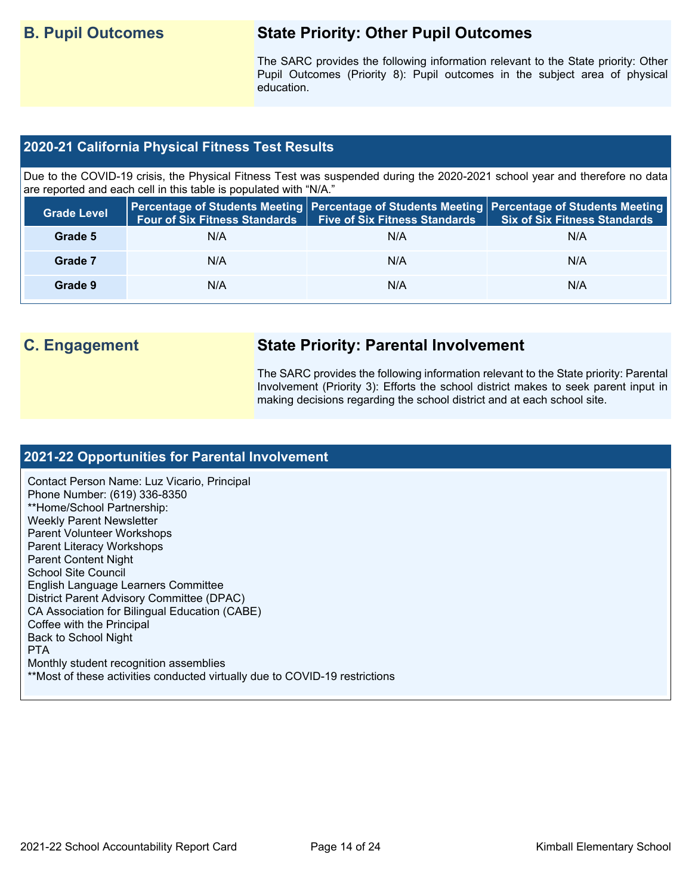## B. Pupil Outcomes

### State Priority: Other Pupil Outcomes

The SARC provides the following information relevant to the State priority: Other Pupil Outcomes (Priority 8): Pupil outcomes in the subject area of physical education.

### 2020-21 California Physical Fitness Test Results

Due to the COVID-19 crisis, the Physical Fitness Test was suspended during the 2020-2021 school year and therefore no data are reported and each cell in this table is populated with "N/A."

| Grade Level | Percentage of Students Meeting Four of Six Fitness Standards | Percentage of Students Meeting Five of Six Fitness Standards | Percentage of Students Meeting Six of Six Fitness Standards |
|---|---|---|---|
| Grade 5 | N/A | N/A | N/A |
| Grade 7 | N/A | N/A | N/A |
| Grade 9 | N/A | N/A | N/A |

## C. Engagement

### State Priority: Parental Involvement

The SARC provides the following information relevant to the State priority: Parental Involvement (Priority 3): Efforts the school district makes to seek parent input in making decisions regarding the school district and at each school site.

### 2021-22 Opportunities for Parental Involvement

Contact Person Name: Luz Vicario, Principal
Phone Number: (619) 336-8350
**Home/School Partnership:
Weekly Parent Newsletter
Parent Volunteer Workshops
Parent Literacy Workshops
Parent Content Night
School Site Council
English Language Learners Committee
District Parent Advisory Committee (DPAC)
CA Association for Bilingual Education (CABE)
Coffee with the Principal
Back to School Night
PTA
Monthly student recognition assemblies
**Most of these activities conducted virtually due to COVID-19 restrictions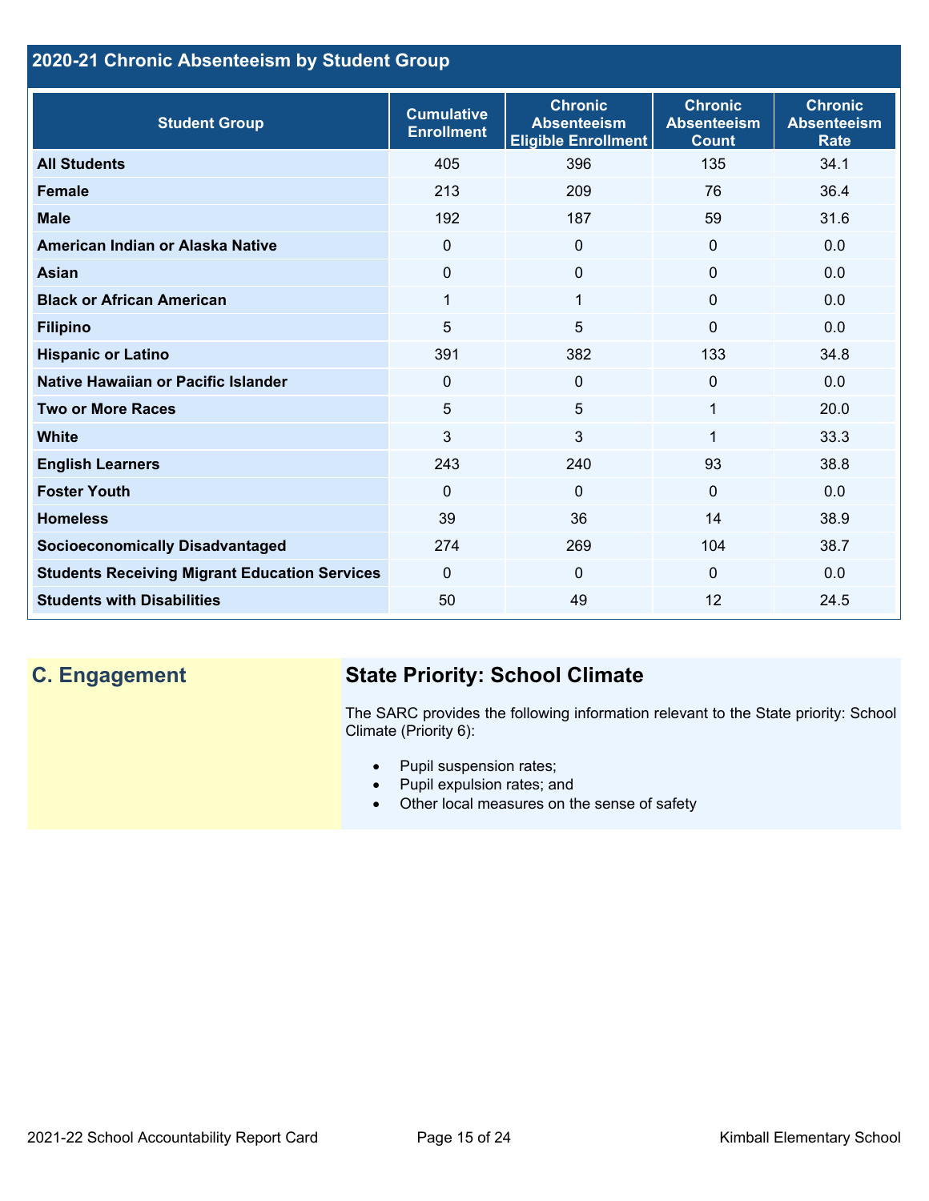## 2020-21 Chronic Absenteeism by Student Group

| Student Group | Cumulative Enrollment | Chronic Absenteeism Eligible Enrollment | Chronic Absenteeism Count | Chronic Absenteeism Rate |
|---|---|---|---|---|
| All Students | 405 | 396 | 135 | 34.1 |
| Female | 213 | 209 | 76 | 36.4 |
| Male | 192 | 187 | 59 | 31.6 |
| American Indian or Alaska Native | 0 | 0 | 0 | 0.0 |
| Asian | 0 | 0 | 0 | 0.0 |
| Black or African American | 1 | 1 | 0 | 0.0 |
| Filipino | 5 | 5 | 0 | 0.0 |
| Hispanic or Latino | 391 | 382 | 133 | 34.8 |
| Native Hawaiian or Pacific Islander | 0 | 0 | 0 | 0.0 |
| Two or More Races | 5 | 5 | 1 | 20.0 |
| White | 3 | 3 | 1 | 33.3 |
| English Learners | 243 | 240 | 93 | 38.8 |
| Foster Youth | 0 | 0 | 0 | 0.0 |
| Homeless | 39 | 36 | 14 | 38.9 |
| Socioeconomically Disadvantaged | 274 | 269 | 104 | 38.7 |
| Students Receiving Migrant Education Services | 0 | 0 | 0 | 0.0 |
| Students with Disabilities | 50 | 49 | 12 | 24.5 |

## C. Engagement

### State Priority: School Climate

The SARC provides the following information relevant to the State priority: School Climate (Priority 6):

- Pupil suspension rates;
- Pupil expulsion rates; and
- Other local measures on the sense of safety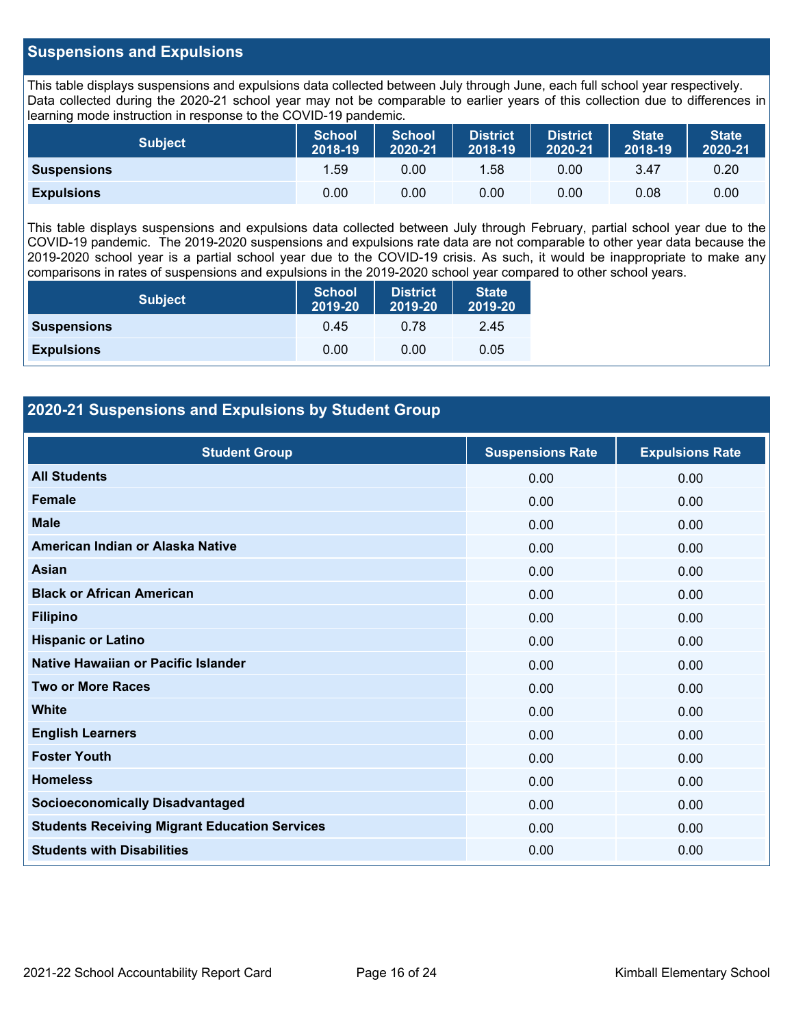## Suspensions and Expulsions

This table displays suspensions and expulsions data collected between July through June, each full school year respectively. Data collected during the 2020-21 school year may not be comparable to earlier years of this collection due to differences in learning mode instruction in response to the COVID-19 pandemic.

| Subject | School 2018-19 | School 2020-21 | District 2018-19 | District 2020-21 | State 2018-19 | State 2020-21 |
|---|---|---|---|---|---|---|
| Suspensions | 1.59 | 0.00 | 1.58 | 0.00 | 3.47 | 0.20 |
| Expulsions | 0.00 | 0.00 | 0.00 | 0.00 | 0.08 | 0.00 |

This table displays suspensions and expulsions data collected between July through February, partial school year due to the COVID-19 pandemic. The 2019-2020 suspensions and expulsions rate data are not comparable to other year data because the 2019-2020 school year is a partial school year due to the COVID-19 crisis. As such, it would be inappropriate to make any comparisons in rates of suspensions and expulsions in the 2019-2020 school year compared to other school years.

| Subject | School 2019-20 | District 2019-20 | State 2019-20 |
|---|---|---|---|
| Suspensions | 0.45 | 0.78 | 2.45 |
| Expulsions | 0.00 | 0.00 | 0.05 |

## 2020-21 Suspensions and Expulsions by Student Group

| Student Group | Suspensions Rate | Expulsions Rate |
|---|---|---|
| All Students | 0.00 | 0.00 |
| Female | 0.00 | 0.00 |
| Male | 0.00 | 0.00 |
| American Indian or Alaska Native | 0.00 | 0.00 |
| Asian | 0.00 | 0.00 |
| Black or African American | 0.00 | 0.00 |
| Filipino | 0.00 | 0.00 |
| Hispanic or Latino | 0.00 | 0.00 |
| Native Hawaiian or Pacific Islander | 0.00 | 0.00 |
| Two or More Races | 0.00 | 0.00 |
| White | 0.00 | 0.00 |
| English Learners | 0.00 | 0.00 |
| Foster Youth | 0.00 | 0.00 |
| Homeless | 0.00 | 0.00 |
| Socioeconomically Disadvantaged | 0.00 | 0.00 |
| Students Receiving Migrant Education Services | 0.00 | 0.00 |
| Students with Disabilities | 0.00 | 0.00 |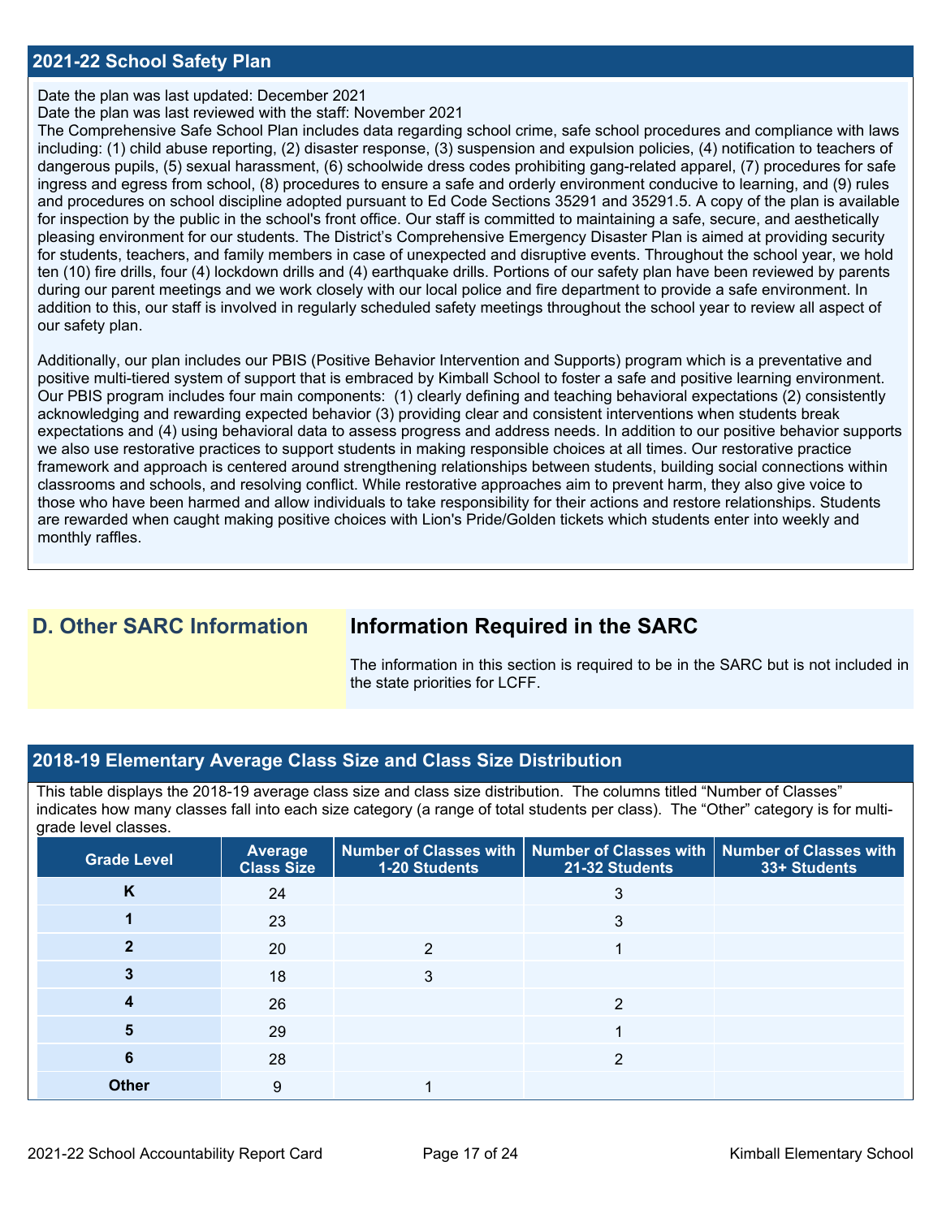## 2021-22 School Safety Plan

Date the plan was last updated: December 2021
Date the plan was last reviewed with the staff: November 2021
The Comprehensive Safe School Plan includes data regarding school crime, safe school procedures and compliance with laws including: (1) child abuse reporting, (2) disaster response, (3) suspension and expulsion policies, (4) notification to teachers of dangerous pupils, (5) sexual harassment, (6) schoolwide dress codes prohibiting gang-related apparel, (7) procedures for safe ingress and egress from school, (8) procedures to ensure a safe and orderly environment conducive to learning, and (9) rules and procedures on school discipline adopted pursuant to Ed Code Sections 35291 and 35291.5. A copy of the plan is available for inspection by the public in the school's front office. Our staff is committed to maintaining a safe, secure, and aesthetically pleasing environment for our students. The District's Comprehensive Emergency Disaster Plan is aimed at providing security for students, teachers, and family members in case of unexpected and disruptive events. Throughout the school year, we hold ten (10) fire drills, four (4) lockdown drills and (4) earthquake drills. Portions of our safety plan have been reviewed by parents during our parent meetings and we work closely with our local police and fire department to provide a safe environment. In addition to this, our staff is involved in regularly scheduled safety meetings throughout the school year to review all aspect of our safety plan.

Additionally, our plan includes our PBIS (Positive Behavior Intervention and Supports) program which is a preventative and positive multi-tiered system of support that is embraced by Kimball School to foster a safe and positive learning environment. Our PBIS program includes four main components: (1) clearly defining and teaching behavioral expectations (2) consistently acknowledging and rewarding expected behavior (3) providing clear and consistent interventions when students break expectations and (4) using behavioral data to assess progress and address needs. In addition to our positive behavior supports we also use restorative practices to support students in making responsible choices at all times. Our restorative practice framework and approach is centered around strengthening relationships between students, building social connections within classrooms and schools, and resolving conflict. While restorative approaches aim to prevent harm, they also give voice to those who have been harmed and allow individuals to take responsibility for their actions and restore relationships. Students are rewarded when caught making positive choices with Lion's Pride/Golden tickets which students enter into weekly and monthly raffles.

## D. Other SARC Information

### Information Required in the SARC

The information in this section is required to be in the SARC but is not included in the state priorities for LCFF.

## 2018-19 Elementary Average Class Size and Class Size Distribution

This table displays the 2018-19 average class size and class size distribution. The columns titled "Number of Classes" indicates how many classes fall into each size category (a range of total students per class). The "Other" category is for multi-grade level classes.

| Grade Level | Average Class Size | Number of Classes with 1-20 Students | Number of Classes with 21-32 Students | Number of Classes with 33+ Students |
|---|---|---|---|---|
| K | 24 | | 3 | |
| 1 | 23 | | 3 | |
| 2 | 20 | 2 | 1 | |
| 3 | 18 | 3 | | |
| 4 | 26 | | 2 | |
| 5 | 29 | | 1 | |
| 6 | 28 | | 2 | |
| Other | 9 | 1 | | |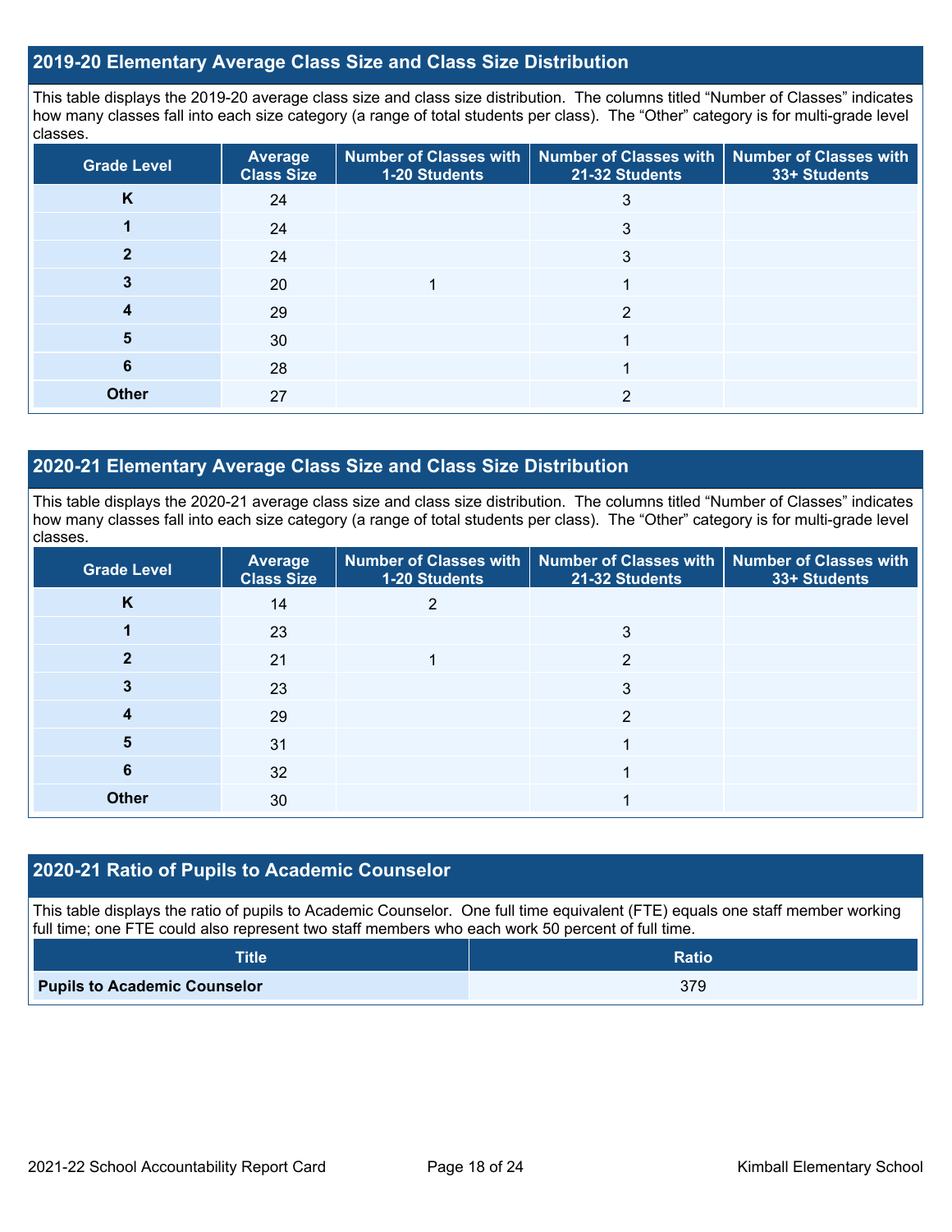## 2019-20 Elementary Average Class Size and Class Size Distribution

This table displays the 2019-20 average class size and class size distribution. The columns titled "Number of Classes" indicates how many classes fall into each size category (a range of total students per class). The "Other" category is for multi-grade level classes.

| Grade Level | Average Class Size | Number of Classes with 1-20 Students | Number of Classes with 21-32 Students | Number of Classes with 33+ Students |
|---|---|---|---|---|
| K | 24 | | 3 | |
| 1 | 24 | | 3 | |
| 2 | 24 | | 3 | |
| 3 | 20 | 1 | 1 | |
| 4 | 29 | | 2 | |
| 5 | 30 | | 1 | |
| 6 | 28 | | 1 | |
| Other | 27 | | 2 | |

## 2020-21 Elementary Average Class Size and Class Size Distribution

This table displays the 2020-21 average class size and class size distribution. The columns titled "Number of Classes" indicates how many classes fall into each size category (a range of total students per class). The "Other" category is for multi-grade level classes.

| Grade Level | Average Class Size | Number of Classes with 1-20 Students | Number of Classes with 21-32 Students | Number of Classes with 33+ Students |
|---|---|---|---|---|
| K | 14 | 2 | | |
| 1 | 23 | | 3 | |
| 2 | 21 | 1 | 2 | |
| 3 | 23 | | 3 | |
| 4 | 29 | | 2 | |
| 5 | 31 | | 1 | |
| 6 | 32 | | 1 | |
| Other | 30 | | 1 | |

## 2020-21 Ratio of Pupils to Academic Counselor

This table displays the ratio of pupils to Academic Counselor. One full time equivalent (FTE) equals one staff member working full time; one FTE could also represent two staff members who each work 50 percent of full time.

| Title | Ratio |
|---|---|
| **Pupils to Academic Counselor** | 379 |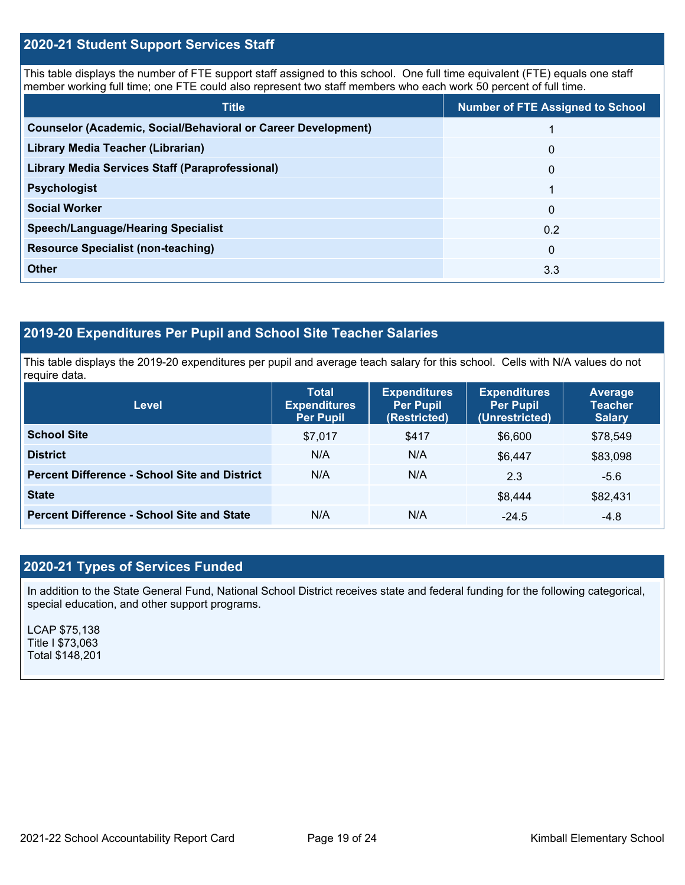## 2020-21 Student Support Services Staff

This table displays the number of FTE support staff assigned to this school. One full time equivalent (FTE) equals one staff member working full time; one FTE could also represent two staff members who each work 50 percent of full time.

| Title | Number of FTE Assigned to School |
| --- | --- |
| **Counselor (Academic, Social/Behavioral or Career Development)** | 1 |
| **Library Media Teacher (Librarian)** | 0 |
| **Library Media Services Staff (Paraprofessional)** | 0 |
| **Psychologist** | 1 |
| **Social Worker** | 0 |
| **Speech/Language/Hearing Specialist** | 0.2 |
| **Resource Specialist (non-teaching)** | 0 |
| **Other** | 3.3 |

## 2019-20 Expenditures Per Pupil and School Site Teacher Salaries

This table displays the 2019-20 expenditures per pupil and average teach salary for this school. Cells with N/A values do not require data.

| Level | Total Expenditures Per Pupil | Expenditures Per Pupil (Restricted) | Expenditures Per Pupil (Unrestricted) | Average Teacher Salary |
| --- | --- | --- | --- | --- |
| **School Site** | $7,017 | $417 | $6,600 | $78,549 |
| **District** | N/A | N/A | $6,447 | $83,098 |
| **Percent Difference - School Site and District** | N/A | N/A | 2.3 | -5.6 |
| **State** | | | $8,444 | $82,431 |
| **Percent Difference - School Site and State** | N/A | N/A | -24.5 | -4.8 |

## 2020-21 Types of Services Funded

In addition to the State General Fund, National School District receives state and federal funding for the following categorical, special education, and other support programs.

LCAP $75,138
Title I $73,063
Total $148,201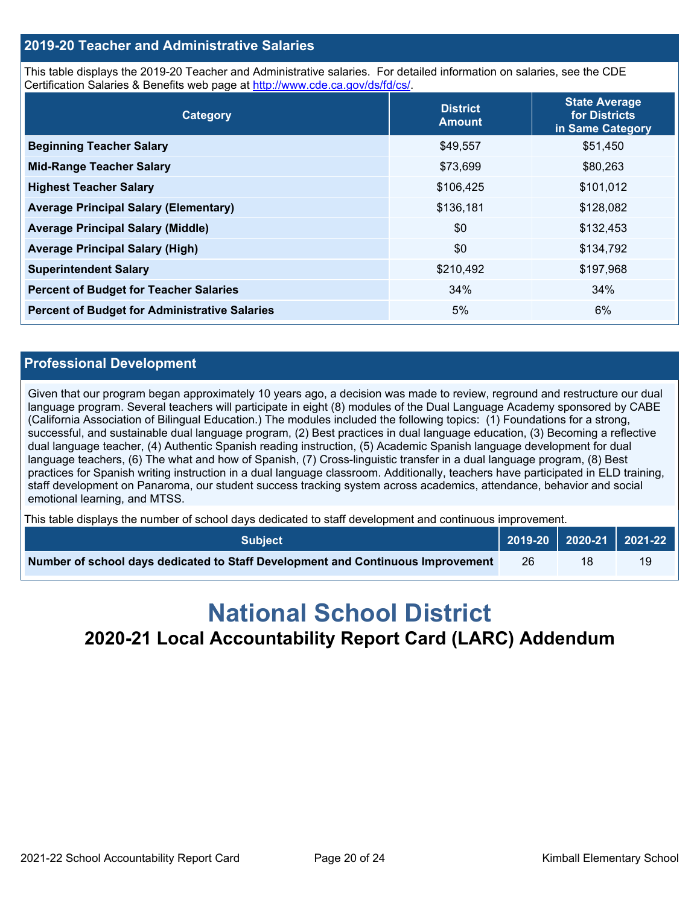## 2019-20 Teacher and Administrative Salaries

This table displays the 2019-20 Teacher and Administrative salaries. For detailed information on salaries, see the CDE Certification Salaries & Benefits web page at http://www.cde.ca.gov/ds/fd/cs/.

| Category | District Amount | State Average for Districts in Same Category |
|---|---|---|
| **Beginning Teacher Salary** | $49,557 | $51,450 |
| **Mid-Range Teacher Salary** | $73,699 | $80,263 |
| **Highest Teacher Salary** | $106,425 | $101,012 |
| **Average Principal Salary (Elementary)** | $136,181 | $128,082 |
| **Average Principal Salary (Middle)** | $0 | $132,453 |
| **Average Principal Salary (High)** | $0 | $134,792 |
| **Superintendent Salary** | $210,492 | $197,968 |
| **Percent of Budget for Teacher Salaries** | 34% | 34% |
| **Percent of Budget for Administrative Salaries** | 5% | 6% |

## Professional Development

Given that our program began approximately 10 years ago, a decision was made to review, reground and restructure our dual language program. Several teachers will participate in eight (8) modules of the Dual Language Academy sponsored by CABE (California Association of Bilingual Education.) The modules included the following topics: (1) Foundations for a strong, successful, and sustainable dual language program, (2) Best practices in dual language education, (3) Becoming a reflective dual language teacher, (4) Authentic Spanish reading instruction, (5) Academic Spanish language development for dual language teachers, (6) The what and how of Spanish, (7) Cross-linguistic transfer in a dual language program, (8) Best practices for Spanish writing instruction in a dual language classroom. Additionally, teachers have participated in ELD training, staff development on Panaroma, our student success tracking system across academics, attendance, behavior and social emotional learning, and MTSS.

This table displays the number of school days dedicated to staff development and continuous improvement.

| Subject | 2019-20 | 2020-21 | 2021-22 |
|---|---|---|---|
| **Number of school days dedicated to Staff Development and Continuous Improvement** | 26 | 18 | 19 |

# National School District

## 2020-21 Local Accountability Report Card (LARC) Addendum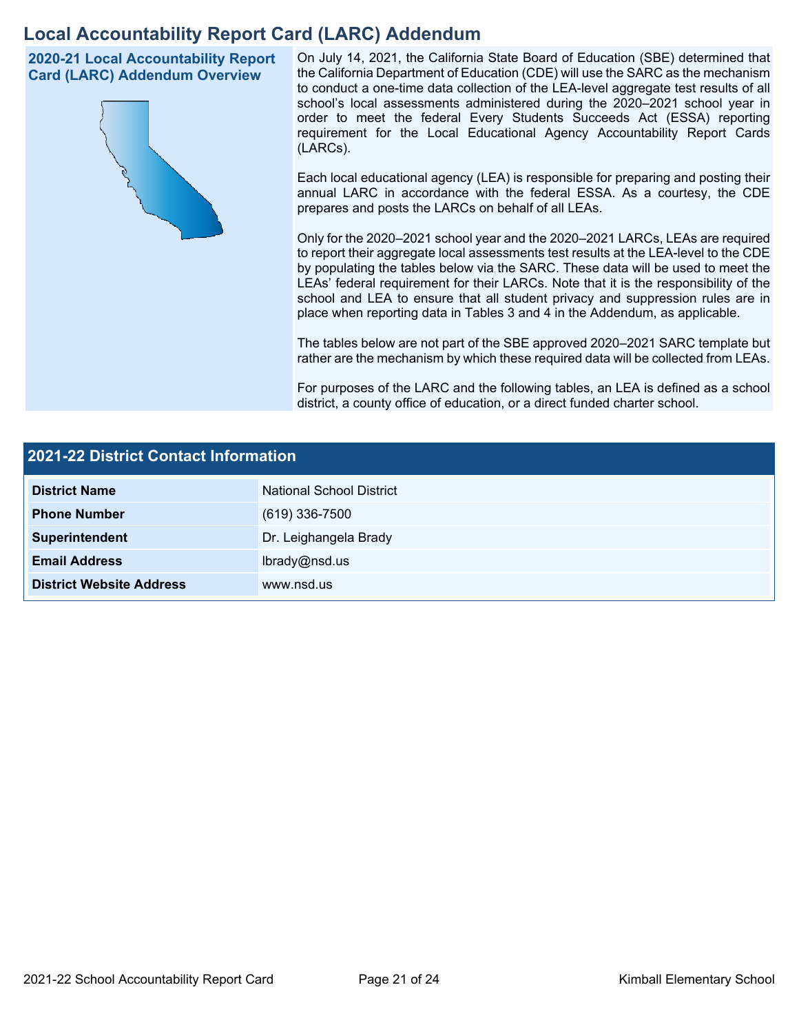# Local Accountability Report Card (LARC) Addendum

## 2020-21 Local Accountability Report Card (LARC) Addendum Overview

On July 14, 2021, the California State Board of Education (SBE) determined that the California Department of Education (CDE) will use the SARC as the mechanism to conduct a one-time data collection of the LEA-level aggregate test results of all school's local assessments administered during the 2020–2021 school year in order to meet the federal Every Students Succeeds Act (ESSA) reporting requirement for the Local Educational Agency Accountability Report Cards (LARCs).

Each local educational agency (LEA) is responsible for preparing and posting their annual LARC in accordance with the federal ESSA. As a courtesy, the CDE prepares and posts the LARCs on behalf of all LEAs.

Only for the 2020–2021 school year and the 2020–2021 LARCs, LEAs are required to report their aggregate local assessments test results at the LEA-level to the CDE by populating the tables below via the SARC. These data will be used to meet the LEAs' federal requirement for their LARCs. Note that it is the responsibility of the school and LEA to ensure that all student privacy and suppression rules are in place when reporting data in Tables 3 and 4 in the Addendum, as applicable.

The tables below are not part of the SBE approved 2020–2021 SARC template but rather are the mechanism by which these required data will be collected from LEAs.

For purposes of the LARC and the following tables, an LEA is defined as a school district, a county office of education, or a direct funded charter school.

## 2021-22 District Contact Information

| Field | Information |
| --- | --- |
| **District Name** | National School District |
| **Phone Number** | (619) 336-7500 |
| **Superintendent** | Dr. Leighangela Brady |
| **Email Address** | lbrady@nsd.us |
| **District Website Address** | www.nsd.us |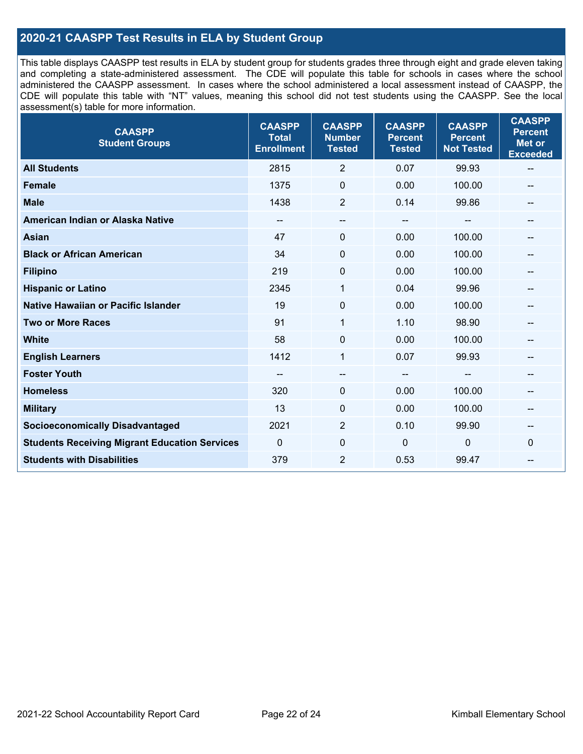## 2020-21 CAASPP Test Results in ELA by Student Group

This table displays CAASPP test results in ELA by student group for students grades three through eight and grade eleven taking and completing a state-administered assessment. The CDE will populate this table for schools in cases where the school administered the CAASPP assessment. In cases where the school administered a local assessment instead of CAASPP, the CDE will populate this table with "NT" values, meaning this school did not test students using the CAASPP. See the local assessment(s) table for more information.

| CAASPP Student Groups | CAASPP Total Enrollment | CAASPP Number Tested | CAASPP Percent Tested | CAASPP Percent Not Tested | CAASPP Percent Met or Exceeded |
|---|---|---|---|---|---|
| **All Students** | 2815 | 2 | 0.07 | 99.93 | -- |
| **Female** | 1375 | 0 | 0.00 | 100.00 | -- |
| **Male** | 1438 | 2 | 0.14 | 99.86 | -- |
| **American Indian or Alaska Native** | -- | -- | -- | -- | -- |
| **Asian** | 47 | 0 | 0.00 | 100.00 | -- |
| **Black or African American** | 34 | 0 | 0.00 | 100.00 | -- |
| **Filipino** | 219 | 0 | 0.00 | 100.00 | -- |
| **Hispanic or Latino** | 2345 | 1 | 0.04 | 99.96 | -- |
| **Native Hawaiian or Pacific Islander** | 19 | 0 | 0.00 | 100.00 | -- |
| **Two or More Races** | 91 | 1 | 1.10 | 98.90 | -- |
| **White** | 58 | 0 | 0.00 | 100.00 | -- |
| **English Learners** | 1412 | 1 | 0.07 | 99.93 | -- |
| **Foster Youth** | -- | -- | -- | -- | -- |
| **Homeless** | 320 | 0 | 0.00 | 100.00 | -- |
| **Military** | 13 | 0 | 0.00 | 100.00 | -- |
| **Socioeconomically Disadvantaged** | 2021 | 2 | 0.10 | 99.90 | -- |
| **Students Receiving Migrant Education Services** | 0 | 0 | 0 | 0 | 0 |
| **Students with Disabilities** | 379 | 2 | 0.53 | 99.47 | -- |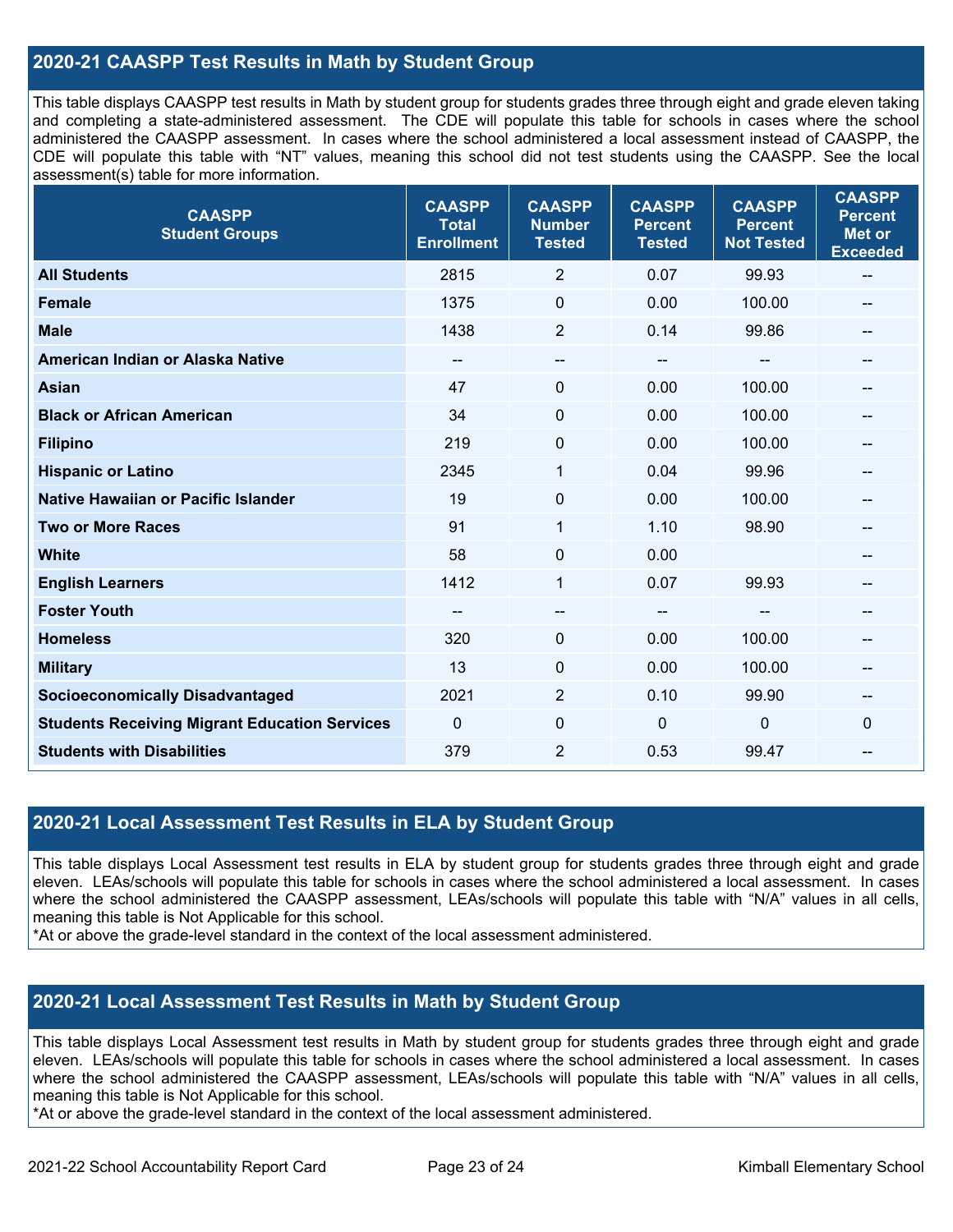## 2020-21 CAASPP Test Results in Math by Student Group

This table displays CAASPP test results in Math by student group for students grades three through eight and grade eleven taking and completing a state-administered assessment. The CDE will populate this table for schools in cases where the school administered the CAASPP assessment. In cases where the school administered a local assessment instead of CAASPP, the CDE will populate this table with "NT" values, meaning this school did not test students using the CAASPP. See the local assessment(s) table for more information.

| CAASPP Student Groups | CAASPP Total Enrollment | CAASPP Number Tested | CAASPP Percent Tested | CAASPP Percent Not Tested | CAASPP Percent Met or Exceeded |
|---|---|---|---|---|---|
| **All Students** | 2815 | 2 | 0.07 | 99.93 | -- |
| **Female** | 1375 | 0 | 0.00 | 100.00 | -- |
| **Male** | 1438 | 2 | 0.14 | 99.86 | -- |
| **American Indian or Alaska Native** | -- | -- | -- | -- | -- |
| **Asian** | 47 | 0 | 0.00 | 100.00 | -- |
| **Black or African American** | 34 | 0 | 0.00 | 100.00 | -- |
| **Filipino** | 219 | 0 | 0.00 | 100.00 | -- |
| **Hispanic or Latino** | 2345 | 1 | 0.04 | 99.96 | -- |
| **Native Hawaiian or Pacific Islander** | 19 | 0 | 0.00 | 100.00 | -- |
| **Two or More Races** | 91 | 1 | 1.10 | 98.90 | -- |
| **White** | 58 | 0 | 0.00 | | -- |
| **English Learners** | 1412 | 1 | 0.07 | 99.93 | -- |
| **Foster Youth** | -- | -- | -- | -- | -- |
| **Homeless** | 320 | 0 | 0.00 | 100.00 | -- |
| **Military** | 13 | 0 | 0.00 | 100.00 | -- |
| **Socioeconomically Disadvantaged** | 2021 | 2 | 0.10 | 99.90 | -- |
| **Students Receiving Migrant Education Services** | 0 | 0 | 0 | 0 | 0 |
| **Students with Disabilities** | 379 | 2 | 0.53 | 99.47 | -- |

## 2020-21 Local Assessment Test Results in ELA by Student Group

This table displays Local Assessment test results in ELA by student group for students grades three through eight and grade eleven. LEAs/schools will populate this table for schools in cases where the school administered a local assessment. In cases where the school administered the CAASPP assessment, LEAs/schools will populate this table with "N/A" values in all cells, meaning this table is Not Applicable for this school.
*At or above the grade-level standard in the context of the local assessment administered.

## 2020-21 Local Assessment Test Results in Math by Student Group

This table displays Local Assessment test results in Math by student group for students grades three through eight and grade eleven. LEAs/schools will populate this table for schools in cases where the school administered a local assessment. In cases where the school administered the CAASPP assessment, LEAs/schools will populate this table with "N/A" values in all cells, meaning this table is Not Applicable for this school.
*At or above the grade-level standard in the context of the local assessment administered.